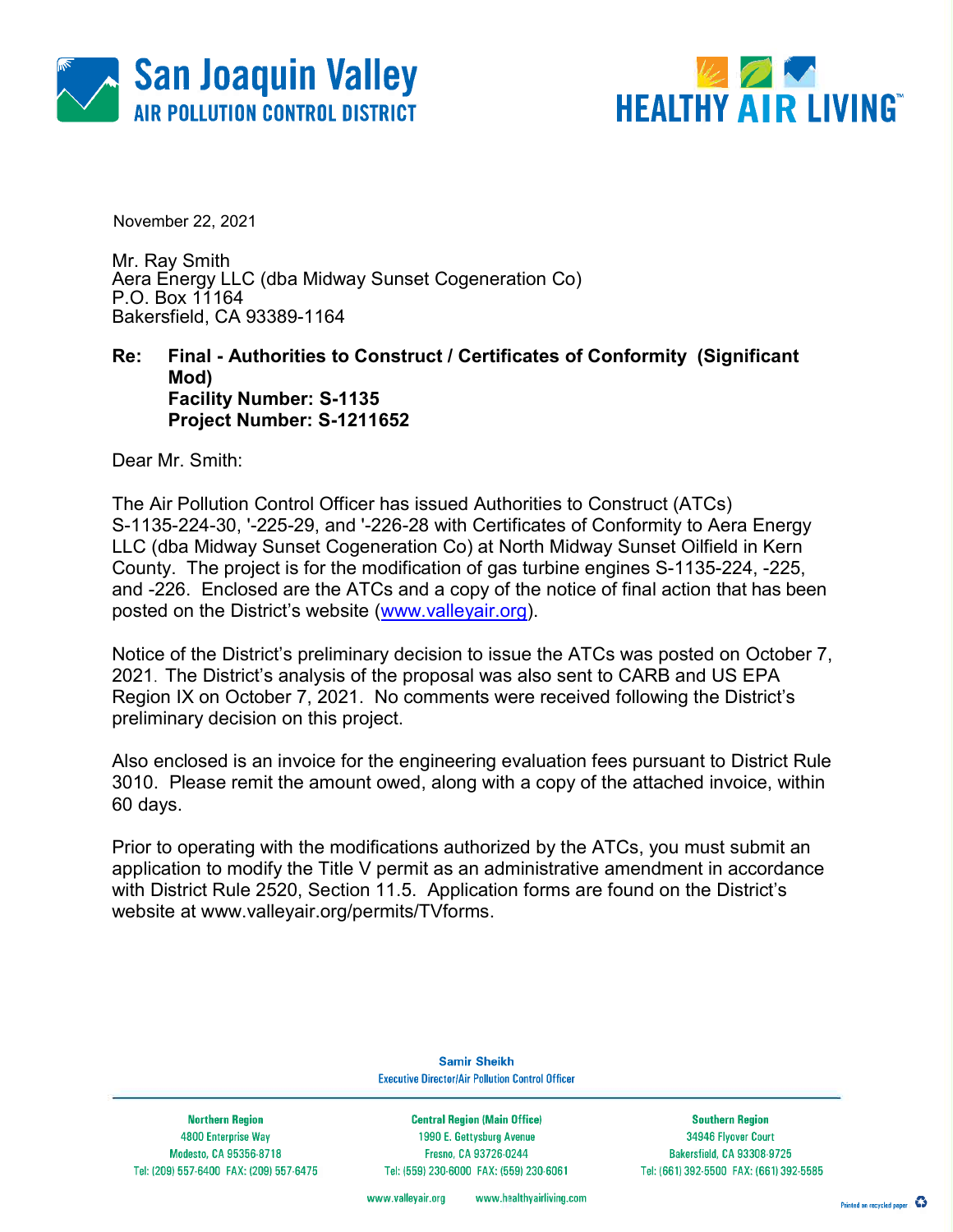San Joaquin Valley
AIR POLLUTION CONTROL DISTRICT

HEALTHY AIR LIVING™

November 22, 2021

Mr. Ray Smith
Aera Energy LLC (dba Midway Sunset Cogeneration Co)
P.O. Box 11164
Bakersfield, CA 93389-1164

**Re: Final - Authorities to Construct / Certificates of Conformity (Significant Mod)**
**Facility Number: S-1135**
**Project Number: S-1211652**

Dear Mr. Smith:

The Air Pollution Control Officer has issued Authorities to Construct (ATCs) S-1135-224-30, '-225-29, and '-226-28 with Certificates of Conformity to Aera Energy LLC (dba Midway Sunset Cogeneration Co) at North Midway Sunset Oilfield in Kern County. The project is for the modification of gas turbine engines S-1135-224, -225, and -226. Enclosed are the ATCs and a copy of the notice of final action that has been posted on the District's website (www.valleyair.org).

Notice of the District's preliminary decision to issue the ATCs was posted on October 7, 2021. The District's analysis of the proposal was also sent to CARB and US EPA Region IX on October 7, 2021. No comments were received following the District's preliminary decision on this project.

Also enclosed is an invoice for the engineering evaluation fees pursuant to District Rule 3010. Please remit the amount owed, along with a copy of the attached invoice, within 60 days.

Prior to operating with the modifications authorized by the ATCs, you must submit an application to modify the Title V permit as an administrative amendment in accordance with District Rule 2520, Section 11.5. Application forms are found on the District's website at www.valleyair.org/permits/TVforms.

Samir Sheikh
Executive Director/Air Pollution Control Officer

| Northern Region | Central Region (Main Office) | Southern Region |
|---|---|---|
| 4800 Enterprise Way | 1990 E. Gettysburg Avenue | 34946 Flyover Court |
| Modesto, CA 95356-8718 | Fresno, CA 93726-0244 | Bakersfield, CA 93308-9725 |
| Tel: (209) 557-6400 FAX: (209) 557-6475 | Tel: (559) 230-6000 FAX: (559) 230-6061 | Tel: (661) 392-5500 FAX: (661) 392-5585 |

www.valleyair.org www.healthyairliving.com

Printed on recycled paper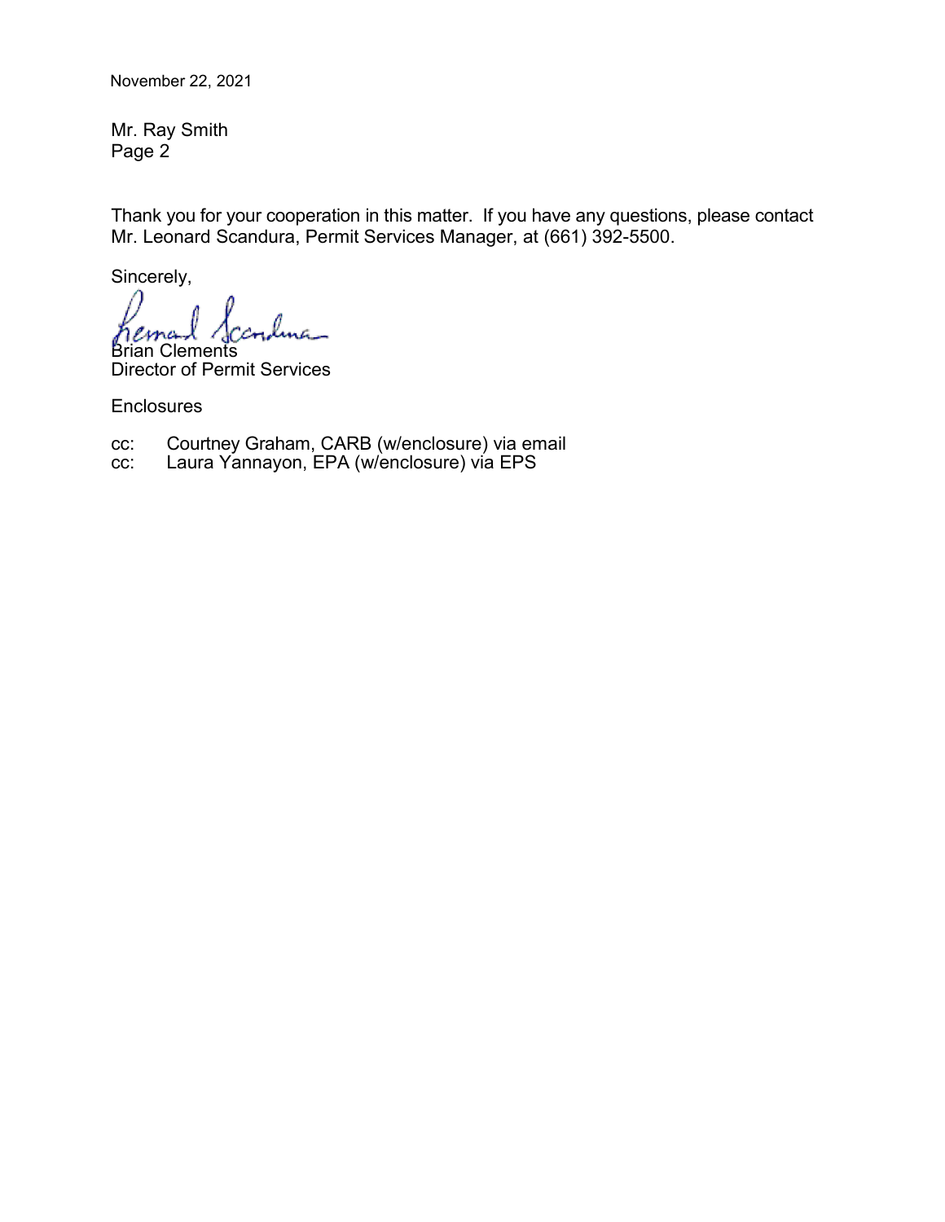November 22, 2021

Mr. Ray Smith
Page 2

Thank you for your cooperation in this matter. If you have any questions, please contact Mr. Leonard Scandura, Permit Services Manager, at (661) 392-5500.

Sincerely,

Brian Clements
Director of Permit Services

Enclosures

cc: Courtney Graham, CARB (w/enclosure) via email
cc: Laura Yannayon, EPA (w/enclosure) via EPS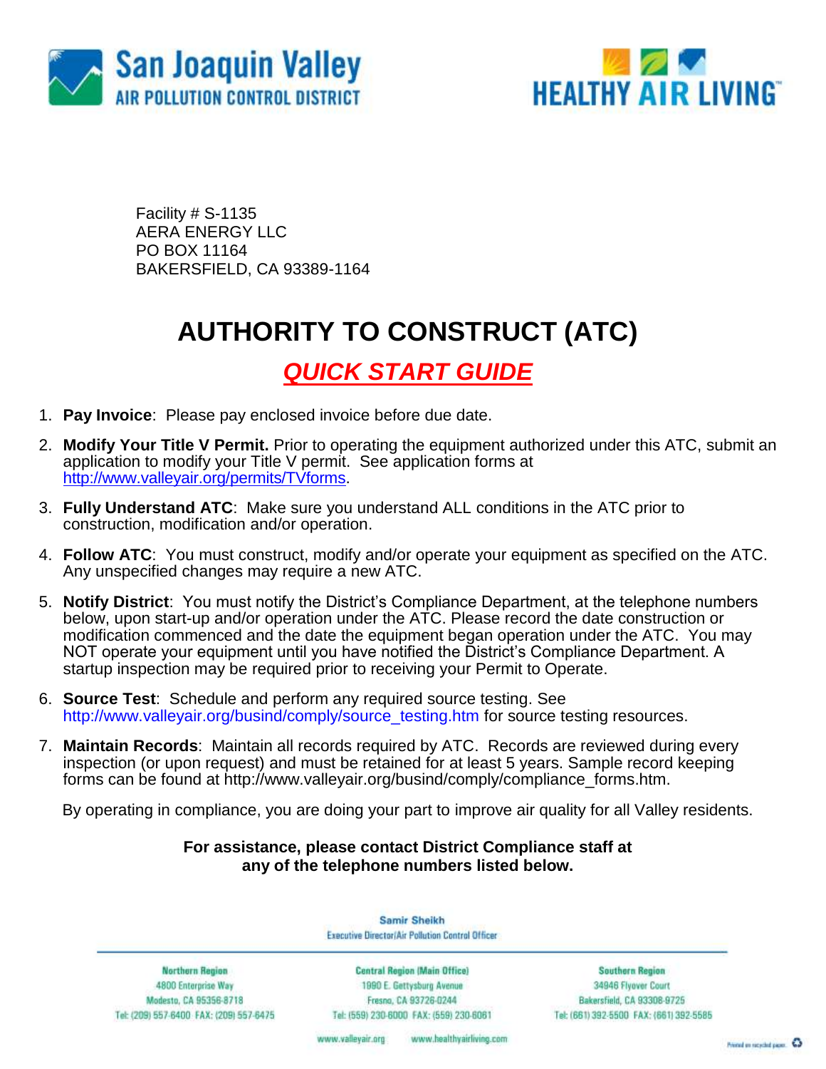San Joaquin Valley
AIR POLLUTION CONTROL DISTRICT

HEALTHY AIR LIVING™

Facility # S-1135
AERA ENERGY LLC
PO BOX 11164
BAKERSFIELD, CA 93389-1164

# AUTHORITY TO CONSTRUCT (ATC)

## *QUICK START GUIDE*

1. **Pay Invoice**: Please pay enclosed invoice before due date.
2. **Modify Your Title V Permit.** Prior to operating the equipment authorized under this ATC, submit an application to modify your Title V permit. See application forms at http://www.valleyair.org/permits/TVforms.
3. **Fully Understand ATC**: Make sure you understand ALL conditions in the ATC prior to construction, modification and/or operation.
4. **Follow ATC**: You must construct, modify and/or operate your equipment as specified on the ATC. Any unspecified changes may require a new ATC.
5. **Notify District**: You must notify the District's Compliance Department, at the telephone numbers below, upon start-up and/or operation under the ATC. Please record the date construction or modification commenced and the date the equipment began operation under the ATC. You may NOT operate your equipment until you have notified the District's Compliance Department. A startup inspection may be required prior to receiving your Permit to Operate.
6. **Source Test**: Schedule and perform any required source testing. See http://www.valleyair.org/busind/comply/source_testing.htm for source testing resources.
7. **Maintain Records**: Maintain all records required by ATC. Records are reviewed during every inspection (or upon request) and must be retained for at least 5 years. Sample record keeping forms can be found at http://www.valleyair.org/busind/comply/compliance_forms.htm.

By operating in compliance, you are doing your part to improve air quality for all Valley residents.

**For assistance, please contact District Compliance staff at any of the telephone numbers listed below.**

Samir Sheikh
Executive Director/Air Pollution Control Officer

| Northern Region | Central Region (Main Office) | Southern Region |
|---|---|---|
| 4800 Enterprise Way | 1990 E. Gettysburg Avenue | 34946 Flyover Court |
| Modesto, CA 95356-8718 | Fresno, CA 93726-0244 | Bakersfield, CA 93308-9725 |
| Tel: (209) 557-6400 FAX: (209) 557-6475 | Tel: (559) 230-6000 FAX: (559) 230-6061 | Tel: (661) 392-5500 FAX: (661) 392-5585 |

www.valleyair.org www.healthyairliving.com

Printed on recycled paper.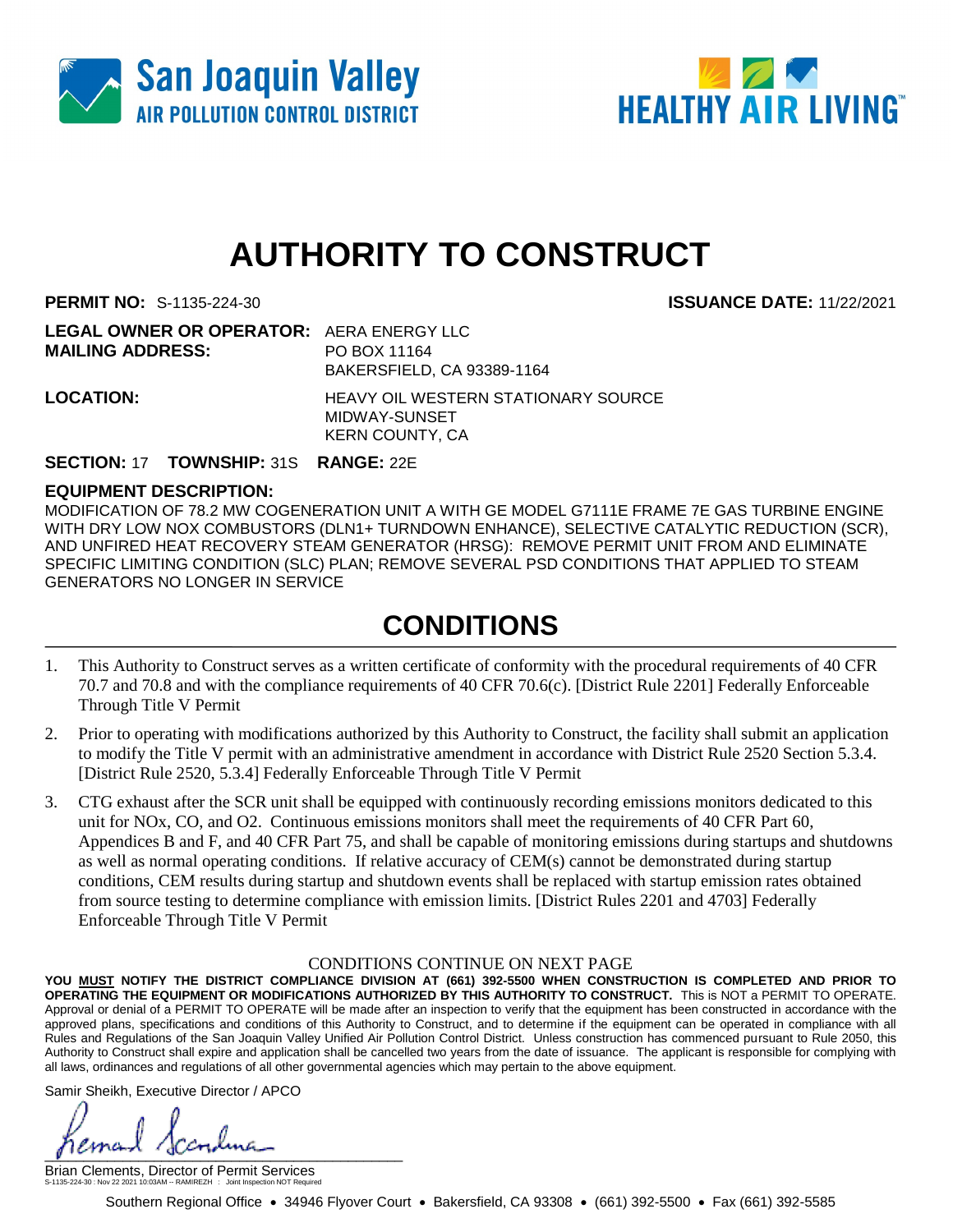# AUTHORITY TO CONSTRUCT

**PERMIT NO:** S-1135-224-30 **ISSUANCE DATE:** 11/22/2021

**LEGAL OWNER OR OPERATOR:** AERA ENERGY LLC
**MAILING ADDRESS:** PO BOX 11164
BAKERSFIELD, CA 93389-1164

**LOCATION:** HEAVY OIL WESTERN STATIONARY SOURCE
MIDWAY-SUNSET
KERN COUNTY, CA

**SECTION:** 17 **TOWNSHIP:** 31S **RANGE:** 22E

**EQUIPMENT DESCRIPTION:**

MODIFICATION OF 78.2 MW COGENERATION UNIT A WITH GE MODEL G7111E FRAME 7E GAS TURBINE ENGINE WITH DRY LOW NOX COMBUSTORS (DLN1+ TURNDOWN ENHANCE), SELECTIVE CATALYTIC REDUCTION (SCR), AND UNFIRED HEAT RECOVERY STEAM GENERATOR (HRSG): REMOVE PERMIT UNIT FROM AND ELIMINATE SPECIFIC LIMITING CONDITION (SLC) PLAN; REMOVE SEVERAL PSD CONDITIONS THAT APPLIED TO STEAM GENERATORS NO LONGER IN SERVICE

## CONDITIONS

1. This Authority to Construct serves as a written certificate of conformity with the procedural requirements of 40 CFR 70.7 and 70.8 and with the compliance requirements of 40 CFR 70.6(c). [District Rule 2201] Federally Enforceable Through Title V Permit
2. Prior to operating with modifications authorized by this Authority to Construct, the facility shall submit an application to modify the Title V permit with an administrative amendment in accordance with District Rule 2520 Section 5.3.4. [District Rule 2520, 5.3.4] Federally Enforceable Through Title V Permit
3. CTG exhaust after the SCR unit shall be equipped with continuously recording emissions monitors dedicated to this unit for NOx, CO, and O2. Continuous emissions monitors shall meet the requirements of 40 CFR Part 60, Appendices B and F, and 40 CFR Part 75, and shall be capable of monitoring emissions during startups and shutdowns as well as normal operating conditions. If relative accuracy of CEM(s) cannot be demonstrated during startup conditions, CEM results during startup and shutdown events shall be replaced with startup emission rates obtained from source testing to determine compliance with emission limits. [District Rules 2201 and 4703] Federally Enforceable Through Title V Permit

CONDITIONS CONTINUE ON NEXT PAGE

**YOU MUST NOTIFY THE DISTRICT COMPLIANCE DIVISION AT (661) 392-5500 WHEN CONSTRUCTION IS COMPLETED AND PRIOR TO OPERATING THE EQUIPMENT OR MODIFICATIONS AUTHORIZED BY THIS AUTHORITY TO CONSTRUCT.** This is NOT a PERMIT TO OPERATE. Approval or denial of a PERMIT TO OPERATE will be made after an inspection to verify that the equipment has been constructed in accordance with the approved plans, specifications and conditions of this Authority to Construct, and to determine if the equipment can be operated in compliance with all Rules and Regulations of the San Joaquin Valley Unified Air Pollution Control District. Unless construction has commenced pursuant to Rule 2050, this Authority to Construct shall expire and application shall be cancelled two years from the date of issuance. The applicant is responsible for complying with all laws, ordinances and regulations of all other governmental agencies which may pertain to the above equipment.

Samir Sheikh, Executive Director / APCO

Brian Clements, Director of Permit Services

S-1135-224-30 : Nov 22 2021 10:03AM -- RAMIREZH : Joint Inspection NOT Required

Southern Regional Office • 34946 Flyover Court • Bakersfield, CA 93308 • (661) 392-5500 • Fax (661) 392-5585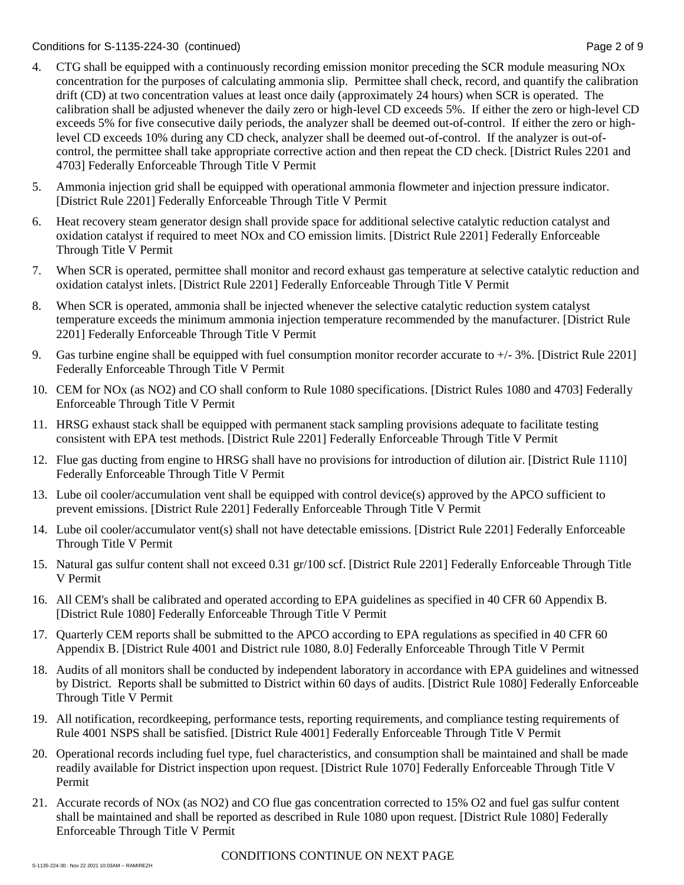4. CTG shall be equipped with a continuously recording emission monitor preceding the SCR module measuring NOx concentration for the purposes of calculating ammonia slip. Permittee shall check, record, and quantify the calibration drift (CD) at two concentration values at least once daily (approximately 24 hours) when SCR is operated. The calibration shall be adjusted whenever the daily zero or high-level CD exceeds 5%. If either the zero or high-level CD exceeds 5% for five consecutive daily periods, the analyzer shall be deemed out-of-control. If either the zero or high-level CD exceeds 10% during any CD check, analyzer shall be deemed out-of-control. If the analyzer is out-of-control, the permittee shall take appropriate corrective action and then repeat the CD check. [District Rules 2201 and 4703] Federally Enforceable Through Title V Permit

5. Ammonia injection grid shall be equipped with operational ammonia flowmeter and injection pressure indicator. [District Rule 2201] Federally Enforceable Through Title V Permit

6. Heat recovery steam generator design shall provide space for additional selective catalytic reduction catalyst and oxidation catalyst if required to meet NOx and CO emission limits. [District Rule 2201] Federally Enforceable Through Title V Permit

7. When SCR is operated, permittee shall monitor and record exhaust gas temperature at selective catalytic reduction and oxidation catalyst inlets. [District Rule 2201] Federally Enforceable Through Title V Permit

8. When SCR is operated, ammonia shall be injected whenever the selective catalytic reduction system catalyst temperature exceeds the minimum ammonia injection temperature recommended by the manufacturer. [District Rule 2201] Federally Enforceable Through Title V Permit

9. Gas turbine engine shall be equipped with fuel consumption monitor recorder accurate to +/- 3%. [District Rule 2201] Federally Enforceable Through Title V Permit

10. CEM for NOx (as NO2) and CO shall conform to Rule 1080 specifications. [District Rules 1080 and 4703] Federally Enforceable Through Title V Permit

11. HRSG exhaust stack shall be equipped with permanent stack sampling provisions adequate to facilitate testing consistent with EPA test methods. [District Rule 2201] Federally Enforceable Through Title V Permit

12. Flue gas ducting from engine to HRSG shall have no provisions for introduction of dilution air. [District Rule 1110] Federally Enforceable Through Title V Permit

13. Lube oil cooler/accumulation vent shall be equipped with control device(s) approved by the APCO sufficient to prevent emissions. [District Rule 2201] Federally Enforceable Through Title V Permit

14. Lube oil cooler/accumulator vent(s) shall not have detectable emissions. [District Rule 2201] Federally Enforceable Through Title V Permit

15. Natural gas sulfur content shall not exceed 0.31 gr/100 scf. [District Rule 2201] Federally Enforceable Through Title V Permit

16. All CEM's shall be calibrated and operated according to EPA guidelines as specified in 40 CFR 60 Appendix B. [District Rule 1080] Federally Enforceable Through Title V Permit

17. Quarterly CEM reports shall be submitted to the APCO according to EPA regulations as specified in 40 CFR 60 Appendix B. [District Rule 4001 and District rule 1080, 8.0] Federally Enforceable Through Title V Permit

18. Audits of all monitors shall be conducted by independent laboratory in accordance with EPA guidelines and witnessed by District. Reports shall be submitted to District within 60 days of audits. [District Rule 1080] Federally Enforceable Through Title V Permit

19. All notification, recordkeeping, performance tests, reporting requirements, and compliance testing requirements of Rule 4001 NSPS shall be satisfied. [District Rule 4001] Federally Enforceable Through Title V Permit

20. Operational records including fuel type, fuel characteristics, and consumption shall be maintained and shall be made readily available for District inspection upon request. [District Rule 1070] Federally Enforceable Through Title V Permit

21. Accurate records of NOx (as NO2) and CO flue gas concentration corrected to 15% O2 and fuel gas sulfur content shall be maintained and shall be reported as described in Rule 1080 upon request. [District Rule 1080] Federally Enforceable Through Title V Permit

CONDITIONS CONTINUE ON NEXT PAGE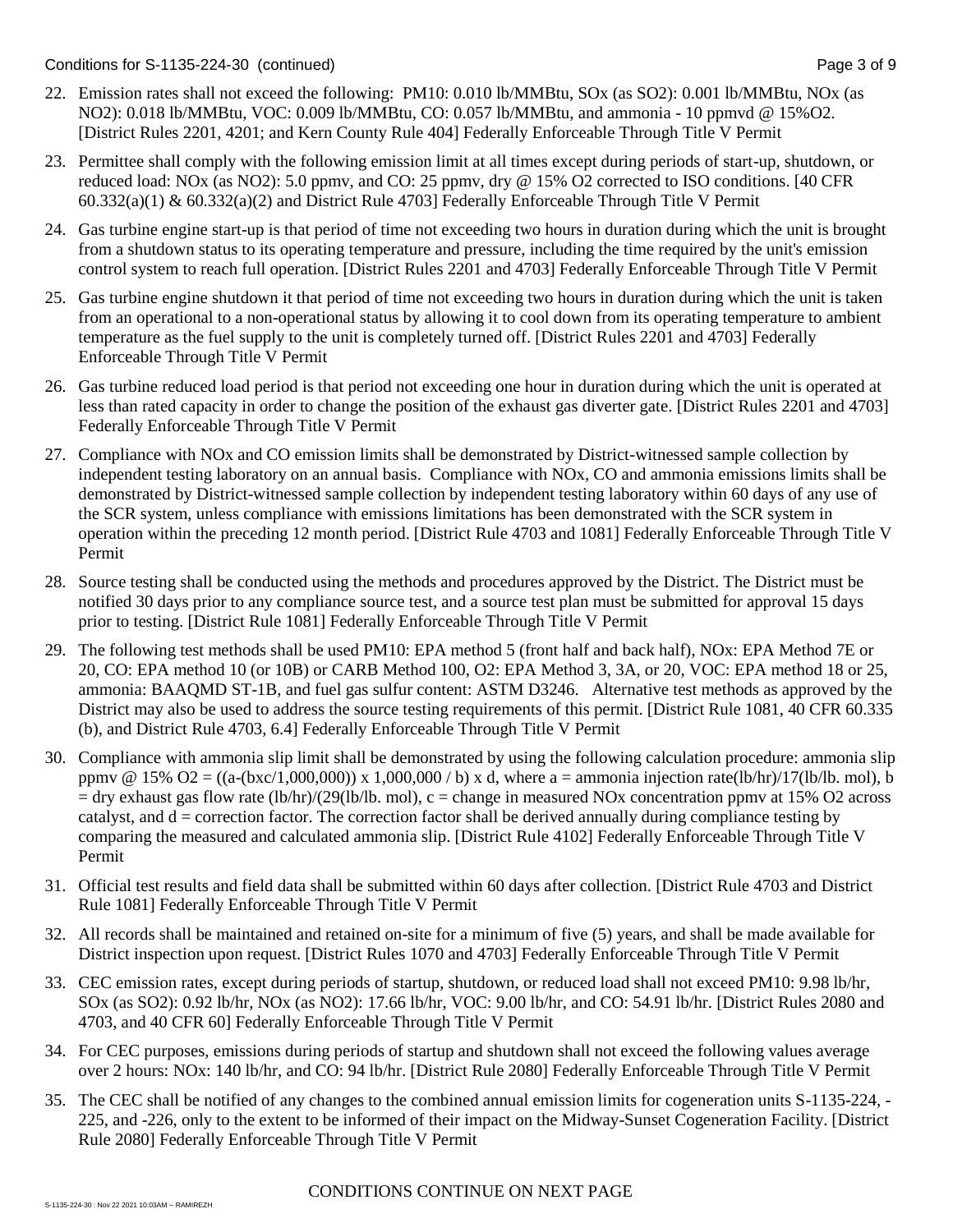22. Emission rates shall not exceed the following: PM10: 0.010 lb/MMBtu, SOx (as SO2): 0.001 lb/MMBtu, NOx (as NO2): 0.018 lb/MMBtu, VOC: 0.009 lb/MMBtu, CO: 0.057 lb/MMBtu, and ammonia - 10 ppmvd @ 15%O2. [District Rules 2201, 4201; and Kern County Rule 404] Federally Enforceable Through Title V Permit

23. Permittee shall comply with the following emission limit at all times except during periods of start-up, shutdown, or reduced load: NOx (as NO2): 5.0 ppmv, and CO: 25 ppmv, dry @ 15% O2 corrected to ISO conditions. [40 CFR 60.332(a)(1) & 60.332(a)(2) and District Rule 4703] Federally Enforceable Through Title V Permit

24. Gas turbine engine start-up is that period of time not exceeding two hours in duration during which the unit is brought from a shutdown status to its operating temperature and pressure, including the time required by the unit's emission control system to reach full operation. [District Rules 2201 and 4703] Federally Enforceable Through Title V Permit

25. Gas turbine engine shutdown it that period of time not exceeding two hours in duration during which the unit is taken from an operational to a non-operational status by allowing it to cool down from its operating temperature to ambient temperature as the fuel supply to the unit is completely turned off. [District Rules 2201 and 4703] Federally Enforceable Through Title V Permit

26. Gas turbine reduced load period is that period not exceeding one hour in duration during which the unit is operated at less than rated capacity in order to change the position of the exhaust gas diverter gate. [District Rules 2201 and 4703] Federally Enforceable Through Title V Permit

27. Compliance with NOx and CO emission limits shall be demonstrated by District-witnessed sample collection by independent testing laboratory on an annual basis. Compliance with NOx, CO and ammonia emissions limits shall be demonstrated by District-witnessed sample collection by independent testing laboratory within 60 days of any use of the SCR system, unless compliance with emissions limitations has been demonstrated with the SCR system in operation within the preceding 12 month period. [District Rule 4703 and 1081] Federally Enforceable Through Title V Permit

28. Source testing shall be conducted using the methods and procedures approved by the District. The District must be notified 30 days prior to any compliance source test, and a source test plan must be submitted for approval 15 days prior to testing. [District Rule 1081] Federally Enforceable Through Title V Permit

29. The following test methods shall be used PM10: EPA method 5 (front half and back half), NOx: EPA Method 7E or 20, CO: EPA method 10 (or 10B) or CARB Method 100, O2: EPA Method 3, 3A, or 20, VOC: EPA method 18 or 25, ammonia: BAAQMD ST-1B, and fuel gas sulfur content: ASTM D3246. Alternative test methods as approved by the District may also be used to address the source testing requirements of this permit. [District Rule 1081, 40 CFR 60.335 (b), and District Rule 4703, 6.4] Federally Enforceable Through Title V Permit

30. Compliance with ammonia slip limit shall be demonstrated by using the following calculation procedure: ammonia slip ppmv @ 15% O2 = ((a-(bxc/1,000,000)) x 1,000,000 / b) x d, where a = ammonia injection rate(lb/hr)/17(lb/lb. mol), b = dry exhaust gas flow rate (lb/hr)/(29(lb/lb. mol), c = change in measured NOx concentration ppmv at 15% O2 across catalyst, and d = correction factor. The correction factor shall be derived annually during compliance testing by comparing the measured and calculated ammonia slip. [District Rule 4102] Federally Enforceable Through Title V Permit

31. Official test results and field data shall be submitted within 60 days after collection. [District Rule 4703 and District Rule 1081] Federally Enforceable Through Title V Permit

32. All records shall be maintained and retained on-site for a minimum of five (5) years, and shall be made available for District inspection upon request. [District Rules 1070 and 4703] Federally Enforceable Through Title V Permit

33. CEC emission rates, except during periods of startup, shutdown, or reduced load shall not exceed PM10: 9.98 lb/hr, SOx (as SO2): 0.92 lb/hr, NOx (as NO2): 17.66 lb/hr, VOC: 9.00 lb/hr, and CO: 54.91 lb/hr. [District Rules 2080 and 4703, and 40 CFR 60] Federally Enforceable Through Title V Permit

34. For CEC purposes, emissions during periods of startup and shutdown shall not exceed the following values average over 2 hours: NOx: 140 lb/hr, and CO: 94 lb/hr. [District Rule 2080] Federally Enforceable Through Title V Permit

35. The CEC shall be notified of any changes to the combined annual emission limits for cogeneration units S-1135-224, -225, and -226, only to the extent to be informed of their impact on the Midway-Sunset Cogeneration Facility. [District Rule 2080] Federally Enforceable Through Title V Permit

CONDITIONS CONTINUE ON NEXT PAGE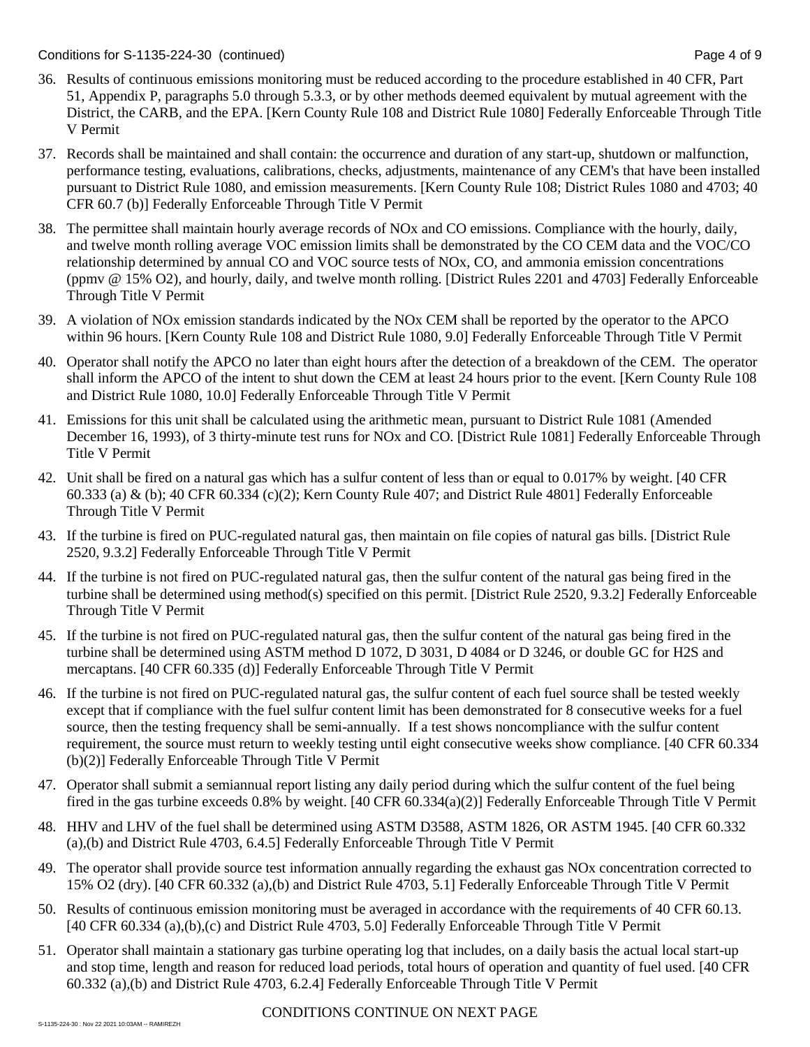36. Results of continuous emissions monitoring must be reduced according to the procedure established in 40 CFR, Part 51, Appendix P, paragraphs 5.0 through 5.3.3, or by other methods deemed equivalent by mutual agreement with the District, the CARB, and the EPA. [Kern County Rule 108 and District Rule 1080] Federally Enforceable Through Title V Permit

37. Records shall be maintained and shall contain: the occurrence and duration of any start-up, shutdown or malfunction, performance testing, evaluations, calibrations, checks, adjustments, maintenance of any CEM's that have been installed pursuant to District Rule 1080, and emission measurements. [Kern County Rule 108; District Rules 1080 and 4703; 40 CFR 60.7 (b)] Federally Enforceable Through Title V Permit

38. The permittee shall maintain hourly average records of NOx and CO emissions. Compliance with the hourly, daily, and twelve month rolling average VOC emission limits shall be demonstrated by the CO CEM data and the VOC/CO relationship determined by annual CO and VOC source tests of NOx, CO, and ammonia emission concentrations (ppmv @ 15% O2), and hourly, daily, and twelve month rolling. [District Rules 2201 and 4703] Federally Enforceable Through Title V Permit

39. A violation of NOx emission standards indicated by the NOx CEM shall be reported by the operator to the APCO within 96 hours. [Kern County Rule 108 and District Rule 1080, 9.0] Federally Enforceable Through Title V Permit

40. Operator shall notify the APCO no later than eight hours after the detection of a breakdown of the CEM. The operator shall inform the APCO of the intent to shut down the CEM at least 24 hours prior to the event. [Kern County Rule 108 and District Rule 1080, 10.0] Federally Enforceable Through Title V Permit

41. Emissions for this unit shall be calculated using the arithmetic mean, pursuant to District Rule 1081 (Amended December 16, 1993), of 3 thirty-minute test runs for NOx and CO. [District Rule 1081] Federally Enforceable Through Title V Permit

42. Unit shall be fired on a natural gas which has a sulfur content of less than or equal to 0.017% by weight. [40 CFR 60.333 (a) & (b); 40 CFR 60.334 (c)(2); Kern County Rule 407; and District Rule 4801] Federally Enforceable Through Title V Permit

43. If the turbine is fired on PUC-regulated natural gas, then maintain on file copies of natural gas bills. [District Rule 2520, 9.3.2] Federally Enforceable Through Title V Permit

44. If the turbine is not fired on PUC-regulated natural gas, then the sulfur content of the natural gas being fired in the turbine shall be determined using method(s) specified on this permit. [District Rule 2520, 9.3.2] Federally Enforceable Through Title V Permit

45. If the turbine is not fired on PUC-regulated natural gas, then the sulfur content of the natural gas being fired in the turbine shall be determined using ASTM method D 1072, D 3031, D 4084 or D 3246, or double GC for H2S and mercaptans. [40 CFR 60.335 (d)] Federally Enforceable Through Title V Permit

46. If the turbine is not fired on PUC-regulated natural gas, the sulfur content of each fuel source shall be tested weekly except that if compliance with the fuel sulfur content limit has been demonstrated for 8 consecutive weeks for a fuel source, then the testing frequency shall be semi-annually. If a test shows noncompliance with the sulfur content requirement, the source must return to weekly testing until eight consecutive weeks show compliance. [40 CFR 60.334 (b)(2)] Federally Enforceable Through Title V Permit

47. Operator shall submit a semiannual report listing any daily period during which the sulfur content of the fuel being fired in the gas turbine exceeds 0.8% by weight. [40 CFR 60.334(a)(2)] Federally Enforceable Through Title V Permit

48. HHV and LHV of the fuel shall be determined using ASTM D3588, ASTM 1826, OR ASTM 1945. [40 CFR 60.332 (a),(b) and District Rule 4703, 6.4.5] Federally Enforceable Through Title V Permit

49. The operator shall provide source test information annually regarding the exhaust gas NOx concentration corrected to 15% O2 (dry). [40 CFR 60.332 (a),(b) and District Rule 4703, 5.1] Federally Enforceable Through Title V Permit

50. Results of continuous emission monitoring must be averaged in accordance with the requirements of 40 CFR 60.13. [40 CFR 60.334 (a),(b),(c) and District Rule 4703, 5.0] Federally Enforceable Through Title V Permit

51. Operator shall maintain a stationary gas turbine operating log that includes, on a daily basis the actual local start-up and stop time, length and reason for reduced load periods, total hours of operation and quantity of fuel used. [40 CFR 60.332 (a),(b) and District Rule 4703, 6.2.4] Federally Enforceable Through Title V Permit

CONDITIONS CONTINUE ON NEXT PAGE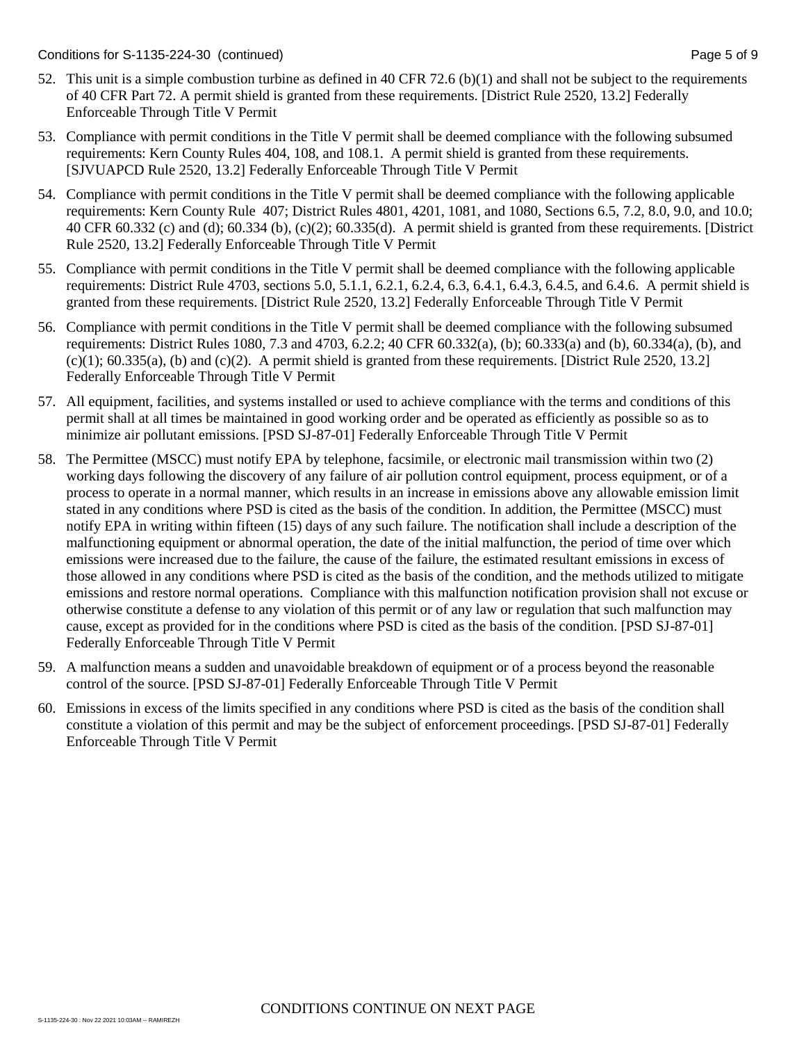52. This unit is a simple combustion turbine as defined in 40 CFR 72.6 (b)(1) and shall not be subject to the requirements of 40 CFR Part 72. A permit shield is granted from these requirements. [District Rule 2520, 13.2] Federally Enforceable Through Title V Permit

53. Compliance with permit conditions in the Title V permit shall be deemed compliance with the following subsumed requirements: Kern County Rules 404, 108, and 108.1. A permit shield is granted from these requirements. [SJVUAPCD Rule 2520, 13.2] Federally Enforceable Through Title V Permit

54. Compliance with permit conditions in the Title V permit shall be deemed compliance with the following applicable requirements: Kern County Rule 407; District Rules 4801, 4201, 1081, and 1080, Sections 6.5, 7.2, 8.0, 9.0, and 10.0; 40 CFR 60.332 (c) and (d); 60.334 (b), (c)(2); 60.335(d). A permit shield is granted from these requirements. [District Rule 2520, 13.2] Federally Enforceable Through Title V Permit

55. Compliance with permit conditions in the Title V permit shall be deemed compliance with the following applicable requirements: District Rule 4703, sections 5.0, 5.1.1, 6.2.1, 6.2.4, 6.3, 6.4.1, 6.4.3, 6.4.5, and 6.4.6. A permit shield is granted from these requirements. [District Rule 2520, 13.2] Federally Enforceable Through Title V Permit

56. Compliance with permit conditions in the Title V permit shall be deemed compliance with the following subsumed requirements: District Rules 1080, 7.3 and 4703, 6.2.2; 40 CFR 60.332(a), (b); 60.333(a) and (b), 60.334(a), (b), and (c)(1); 60.335(a), (b) and (c)(2). A permit shield is granted from these requirements. [District Rule 2520, 13.2] Federally Enforceable Through Title V Permit

57. All equipment, facilities, and systems installed or used to achieve compliance with the terms and conditions of this permit shall at all times be maintained in good working order and be operated as efficiently as possible so as to minimize air pollutant emissions. [PSD SJ-87-01] Federally Enforceable Through Title V Permit

58. The Permittee (MSCC) must notify EPA by telephone, facsimile, or electronic mail transmission within two (2) working days following the discovery of any failure of air pollution control equipment, process equipment, or of a process to operate in a normal manner, which results in an increase in emissions above any allowable emission limit stated in any conditions where PSD is cited as the basis of the condition. In addition, the Permittee (MSCC) must notify EPA in writing within fifteen (15) days of any such failure. The notification shall include a description of the malfunctioning equipment or abnormal operation, the date of the initial malfunction, the period of time over which emissions were increased due to the failure, the cause of the failure, the estimated resultant emissions in excess of those allowed in any conditions where PSD is cited as the basis of the condition, and the methods utilized to mitigate emissions and restore normal operations. Compliance with this malfunction notification provision shall not excuse or otherwise constitute a defense to any violation of this permit or of any law or regulation that such malfunction may cause, except as provided for in the conditions where PSD is cited as the basis of the condition. [PSD SJ-87-01] Federally Enforceable Through Title V Permit

59. A malfunction means a sudden and unavoidable breakdown of equipment or of a process beyond the reasonable control of the source. [PSD SJ-87-01] Federally Enforceable Through Title V Permit

60. Emissions in excess of the limits specified in any conditions where PSD is cited as the basis of the condition shall constitute a violation of this permit and may be the subject of enforcement proceedings. [PSD SJ-87-01] Federally Enforceable Through Title V Permit

CONDITIONS CONTINUE ON NEXT PAGE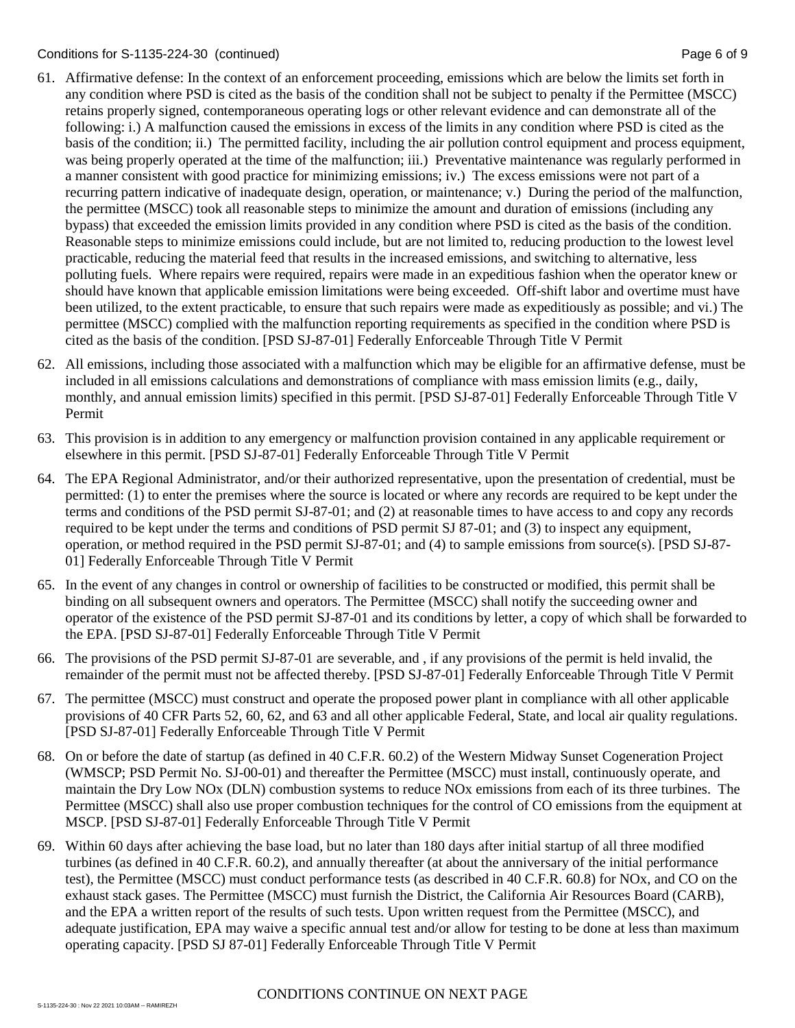61. Affirmative defense: In the context of an enforcement proceeding, emissions which are below the limits set forth in any condition where PSD is cited as the basis of the condition shall not be subject to penalty if the Permittee (MSCC) retains properly signed, contemporaneous operating logs or other relevant evidence and can demonstrate all of the following: i.) A malfunction caused the emissions in excess of the limits in any condition where PSD is cited as the basis of the condition; ii.) The permitted facility, including the air pollution control equipment and process equipment, was being properly operated at the time of the malfunction; iii.) Preventative maintenance was regularly performed in a manner consistent with good practice for minimizing emissions; iv.) The excess emissions were not part of a recurring pattern indicative of inadequate design, operation, or maintenance; v.) During the period of the malfunction, the permittee (MSCC) took all reasonable steps to minimize the amount and duration of emissions (including any bypass) that exceeded the emission limits provided in any condition where PSD is cited as the basis of the condition. Reasonable steps to minimize emissions could include, but are not limited to, reducing production to the lowest level practicable, reducing the material feed that results in the increased emissions, and switching to alternative, less polluting fuels. Where repairs were required, repairs were made in an expeditious fashion when the operator knew or should have known that applicable emission limitations were being exceeded. Off-shift labor and overtime must have been utilized, to the extent practicable, to ensure that such repairs were made as expeditiously as possible; and vi.) The permittee (MSCC) complied with the malfunction reporting requirements as specified in the condition where PSD is cited as the basis of the condition. [PSD SJ-87-01] Federally Enforceable Through Title V Permit

62. All emissions, including those associated with a malfunction which may be eligible for an affirmative defense, must be included in all emissions calculations and demonstrations of compliance with mass emission limits (e.g., daily, monthly, and annual emission limits) specified in this permit. [PSD SJ-87-01] Federally Enforceable Through Title V Permit

63. This provision is in addition to any emergency or malfunction provision contained in any applicable requirement or elsewhere in this permit. [PSD SJ-87-01] Federally Enforceable Through Title V Permit

64. The EPA Regional Administrator, and/or their authorized representative, upon the presentation of credential, must be permitted: (1) to enter the premises where the source is located or where any records are required to be kept under the terms and conditions of the PSD permit SJ-87-01; and (2) at reasonable times to have access to and copy any records required to be kept under the terms and conditions of PSD permit SJ 87-01; and (3) to inspect any equipment, operation, or method required in the PSD permit SJ-87-01; and (4) to sample emissions from source(s). [PSD SJ-87-01] Federally Enforceable Through Title V Permit

65. In the event of any changes in control or ownership of facilities to be constructed or modified, this permit shall be binding on all subsequent owners and operators. The Permittee (MSCC) shall notify the succeeding owner and operator of the existence of the PSD permit SJ-87-01 and its conditions by letter, a copy of which shall be forwarded to the EPA. [PSD SJ-87-01] Federally Enforceable Through Title V Permit

66. The provisions of the PSD permit SJ-87-01 are severable, and , if any provisions of the permit is held invalid, the remainder of the permit must not be affected thereby. [PSD SJ-87-01] Federally Enforceable Through Title V Permit

67. The permittee (MSCC) must construct and operate the proposed power plant in compliance with all other applicable provisions of 40 CFR Parts 52, 60, 62, and 63 and all other applicable Federal, State, and local air quality regulations. [PSD SJ-87-01] Federally Enforceable Through Title V Permit

68. On or before the date of startup (as defined in 40 C.F.R. 60.2) of the Western Midway Sunset Cogeneration Project (WMSCP; PSD Permit No. SJ-00-01) and thereafter the Permittee (MSCC) must install, continuously operate, and maintain the Dry Low NOx (DLN) combustion systems to reduce NOx emissions from each of its three turbines. The Permittee (MSCC) shall also use proper combustion techniques for the control of CO emissions from the equipment at MSCP. [PSD SJ-87-01] Federally Enforceable Through Title V Permit

69. Within 60 days after achieving the base load, but no later than 180 days after initial startup of all three modified turbines (as defined in 40 C.F.R. 60.2), and annually thereafter (at about the anniversary of the initial performance test), the Permittee (MSCC) must conduct performance tests (as described in 40 C.F.R. 60.8) for NOx, and CO on the exhaust stack gases. The Permittee (MSCC) must furnish the District, the California Air Resources Board (CARB), and the EPA a written report of the results of such tests. Upon written request from the Permittee (MSCC), and adequate justification, EPA may waive a specific annual test and/or allow for testing to be done at less than maximum operating capacity. [PSD SJ 87-01] Federally Enforceable Through Title V Permit

CONDITIONS CONTINUE ON NEXT PAGE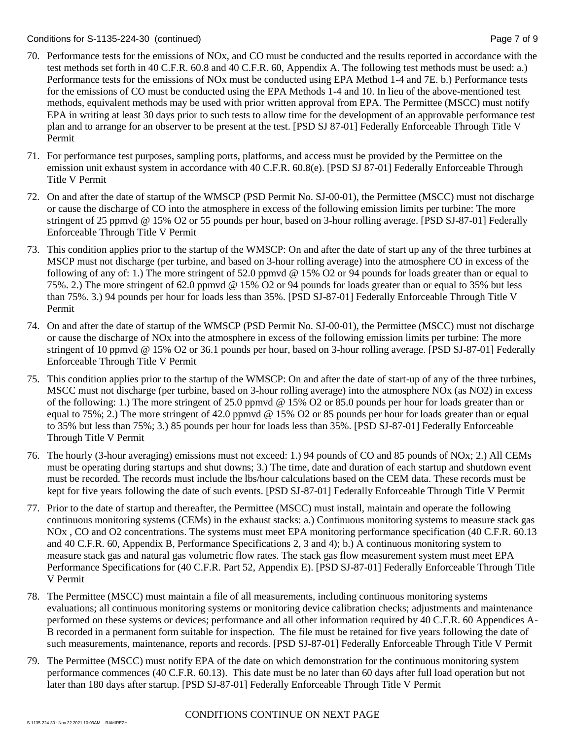70. Performance tests for the emissions of NOx, and CO must be conducted and the results reported in accordance with the test methods set forth in 40 C.F.R. 60.8 and 40 C.F.R. 60, Appendix A. The following test methods must be used: a.) Performance tests for the emissions of NOx must be conducted using EPA Method 1-4 and 7E. b.) Performance tests for the emissions of CO must be conducted using the EPA Methods 1-4 and 10. In lieu of the above-mentioned test methods, equivalent methods may be used with prior written approval from EPA. The Permittee (MSCC) must notify EPA in writing at least 30 days prior to such tests to allow time for the development of an approvable performance test plan and to arrange for an observer to be present at the test. [PSD SJ 87-01] Federally Enforceable Through Title V Permit

71. For performance test purposes, sampling ports, platforms, and access must be provided by the Permittee on the emission unit exhaust system in accordance with 40 C.F.R. 60.8(e). [PSD SJ 87-01] Federally Enforceable Through Title V Permit

72. On and after the date of startup of the WMSCP (PSD Permit No. SJ-00-01), the Permittee (MSCC) must not discharge or cause the discharge of CO into the atmosphere in excess of the following emission limits per turbine: The more stringent of 25 ppmvd @ 15% O2 or 55 pounds per hour, based on 3-hour rolling average. [PSD SJ-87-01] Federally Enforceable Through Title V Permit

73. This condition applies prior to the startup of the WMSCP: On and after the date of start up any of the three turbines at MSCP must not discharge (per turbine, and based on 3-hour rolling average) into the atmosphere CO in excess of the following of any of: 1.) The more stringent of 52.0 ppmvd @ 15% O2 or 94 pounds for loads greater than or equal to 75%. 2.) The more stringent of 62.0 ppmvd @ 15% O2 or 94 pounds for loads greater than or equal to 35% but less than 75%. 3.) 94 pounds per hour for loads less than 35%. [PSD SJ-87-01] Federally Enforceable Through Title V Permit

74. On and after the date of startup of the WMSCP (PSD Permit No. SJ-00-01), the Permittee (MSCC) must not discharge or cause the discharge of NOx into the atmosphere in excess of the following emission limits per turbine: The more stringent of 10 ppmvd @ 15% O2 or 36.1 pounds per hour, based on 3-hour rolling average. [PSD SJ-87-01] Federally Enforceable Through Title V Permit

75. This condition applies prior to the startup of the WMSCP: On and after the date of start-up of any of the three turbines, MSCC must not discharge (per turbine, based on 3-hour rolling average) into the atmosphere NOx (as NO2) in excess of the following: 1.) The more stringent of 25.0 ppmvd @ 15% O2 or 85.0 pounds per hour for loads greater than or equal to 75%; 2.) The more stringent of 42.0 ppmvd @ 15% O2 or 85 pounds per hour for loads greater than or equal to 35% but less than 75%; 3.) 85 pounds per hour for loads less than 35%. [PSD SJ-87-01] Federally Enforceable Through Title V Permit

76. The hourly (3-hour averaging) emissions must not exceed: 1.) 94 pounds of CO and 85 pounds of NOx; 2.) All CEMs must be operating during startups and shut downs; 3.) The time, date and duration of each startup and shutdown event must be recorded. The records must include the lbs/hour calculations based on the CEM data. These records must be kept for five years following the date of such events. [PSD SJ-87-01] Federally Enforceable Through Title V Permit

77. Prior to the date of startup and thereafter, the Permittee (MSCC) must install, maintain and operate the following continuous monitoring systems (CEMs) in the exhaust stacks: a.) Continuous monitoring systems to measure stack gas NOx , CO and O2 concentrations. The systems must meet EPA monitoring performance specification (40 C.F.R. 60.13 and 40 C.F.R. 60, Appendix B, Performance Specifications 2, 3 and 4); b.) A continuous monitoring system to measure stack gas and natural gas volumetric flow rates. The stack gas flow measurement system must meet EPA Performance Specifications for (40 C.F.R. Part 52, Appendix E). [PSD SJ-87-01] Federally Enforceable Through Title V Permit

78. The Permittee (MSCC) must maintain a file of all measurements, including continuous monitoring systems evaluations; all continuous monitoring systems or monitoring device calibration checks; adjustments and maintenance performed on these systems or devices; performance and all other information required by 40 C.F.R. 60 Appendices A-B recorded in a permanent form suitable for inspection. The file must be retained for five years following the date of such measurements, maintenance, reports and records. [PSD SJ-87-01] Federally Enforceable Through Title V Permit

79. The Permittee (MSCC) must notify EPA of the date on which demonstration for the continuous monitoring system performance commences (40 C.F.R. 60.13). This date must be no later than 60 days after full load operation but not later than 180 days after startup. [PSD SJ-87-01] Federally Enforceable Through Title V Permit

CONDITIONS CONTINUE ON NEXT PAGE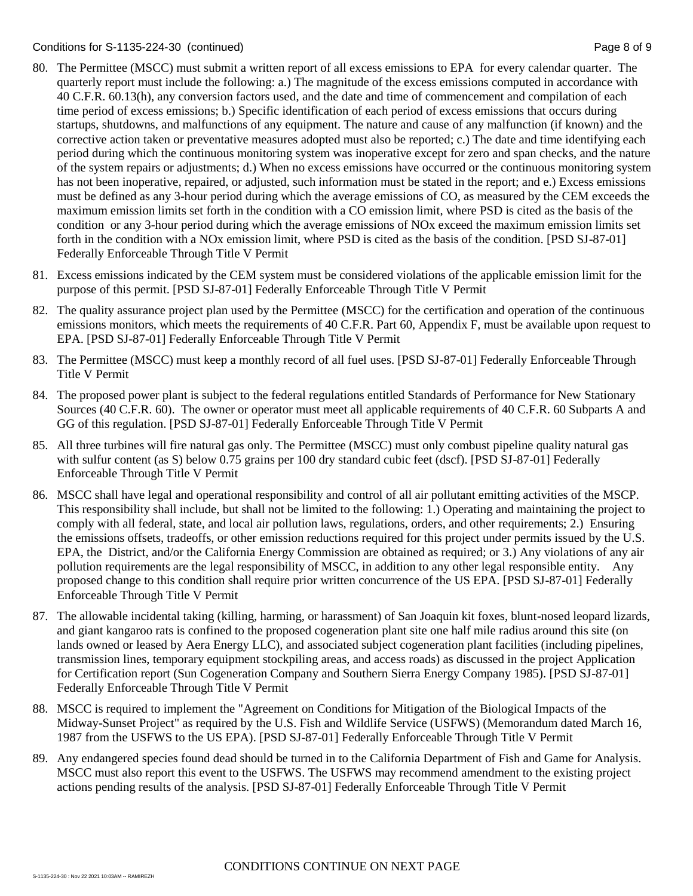80. The Permittee (MSCC) must submit a written report of all excess emissions to EPA for every calendar quarter. The quarterly report must include the following: a.) The magnitude of the excess emissions computed in accordance with 40 C.F.R. 60.13(h), any conversion factors used, and the date and time of commencement and compilation of each time period of excess emissions; b.) Specific identification of each period of excess emissions that occurs during startups, shutdowns, and malfunctions of any equipment. The nature and cause of any malfunction (if known) and the corrective action taken or preventative measures adopted must also be reported; c.) The date and time identifying each period during which the continuous monitoring system was inoperative except for zero and span checks, and the nature of the system repairs or adjustments; d.) When no excess emissions have occurred or the continuous monitoring system has not been inoperative, repaired, or adjusted, such information must be stated in the report; and e.) Excess emissions must be defined as any 3-hour period during which the average emissions of CO, as measured by the CEM exceeds the maximum emission limits set forth in the condition with a CO emission limit, where PSD is cited as the basis of the condition or any 3-hour period during which the average emissions of NOx exceed the maximum emission limits set forth in the condition with a NOx emission limit, where PSD is cited as the basis of the condition. [PSD SJ-87-01] Federally Enforceable Through Title V Permit

81. Excess emissions indicated by the CEM system must be considered violations of the applicable emission limit for the purpose of this permit. [PSD SJ-87-01] Federally Enforceable Through Title V Permit

82. The quality assurance project plan used by the Permittee (MSCC) for the certification and operation of the continuous emissions monitors, which meets the requirements of 40 C.F.R. Part 60, Appendix F, must be available upon request to EPA. [PSD SJ-87-01] Federally Enforceable Through Title V Permit

83. The Permittee (MSCC) must keep a monthly record of all fuel uses. [PSD SJ-87-01] Federally Enforceable Through Title V Permit

84. The proposed power plant is subject to the federal regulations entitled Standards of Performance for New Stationary Sources (40 C.F.R. 60). The owner or operator must meet all applicable requirements of 40 C.F.R. 60 Subparts A and GG of this regulation. [PSD SJ-87-01] Federally Enforceable Through Title V Permit

85. All three turbines will fire natural gas only. The Permittee (MSCC) must only combust pipeline quality natural gas with sulfur content (as S) below 0.75 grains per 100 dry standard cubic feet (dscf). [PSD SJ-87-01] Federally Enforceable Through Title V Permit

86. MSCC shall have legal and operational responsibility and control of all air pollutant emitting activities of the MSCP. This responsibility shall include, but shall not be limited to the following: 1.) Operating and maintaining the project to comply with all federal, state, and local air pollution laws, regulations, orders, and other requirements; 2.) Ensuring the emissions offsets, tradeoffs, or other emission reductions required for this project under permits issued by the U.S. EPA, the District, and/or the California Energy Commission are obtained as required; or 3.) Any violations of any air pollution requirements are the legal responsibility of MSCC, in addition to any other legal responsible entity. Any proposed change to this condition shall require prior written concurrence of the US EPA. [PSD SJ-87-01] Federally Enforceable Through Title V Permit

87. The allowable incidental taking (killing, harming, or harassment) of San Joaquin kit foxes, blunt-nosed leopard lizards, and giant kangaroo rats is confined to the proposed cogeneration plant site one half mile radius around this site (on lands owned or leased by Aera Energy LLC), and associated subject cogeneration plant facilities (including pipelines, transmission lines, temporary equipment stockpiling areas, and access roads) as discussed in the project Application for Certification report (Sun Cogeneration Company and Southern Sierra Energy Company 1985). [PSD SJ-87-01] Federally Enforceable Through Title V Permit

88. MSCC is required to implement the "Agreement on Conditions for Mitigation of the Biological Impacts of the Midway-Sunset Project" as required by the U.S. Fish and Wildlife Service (USFWS) (Memorandum dated March 16, 1987 from the USFWS to the US EPA). [PSD SJ-87-01] Federally Enforceable Through Title V Permit

89. Any endangered species found dead should be turned in to the California Department of Fish and Game for Analysis. MSCC must also report this event to the USFWS. The USFWS may recommend amendment to the existing project actions pending results of the analysis. [PSD SJ-87-01] Federally Enforceable Through Title V Permit

CONDITIONS CONTINUE ON NEXT PAGE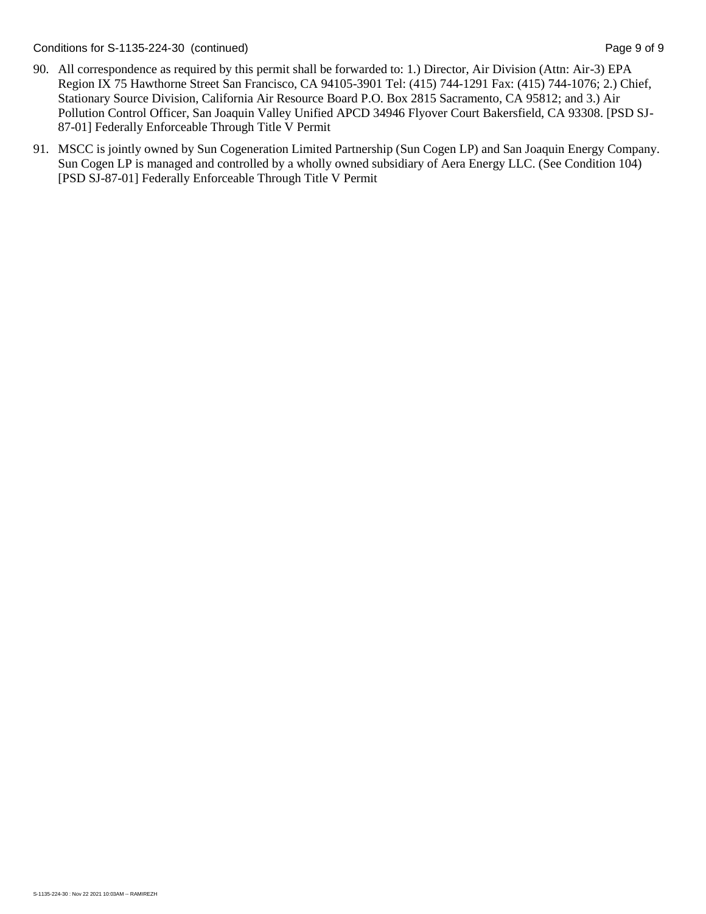90. All correspondence as required by this permit shall be forwarded to: 1.) Director, Air Division (Attn: Air-3) EPA Region IX 75 Hawthorne Street San Francisco, CA 94105-3901 Tel: (415) 744-1291 Fax: (415) 744-1076; 2.) Chief, Stationary Source Division, California Air Resource Board P.O. Box 2815 Sacramento, CA 95812; and 3.) Air Pollution Control Officer, San Joaquin Valley Unified APCD 34946 Flyover Court Bakersfield, CA 93308. [PSD SJ-87-01] Federally Enforceable Through Title V Permit

91. MSCC is jointly owned by Sun Cogeneration Limited Partnership (Sun Cogen LP) and San Joaquin Energy Company. Sun Cogen LP is managed and controlled by a wholly owned subsidiary of Aera Energy LLC. (See Condition 104) [PSD SJ-87-01] Federally Enforceable Through Title V Permit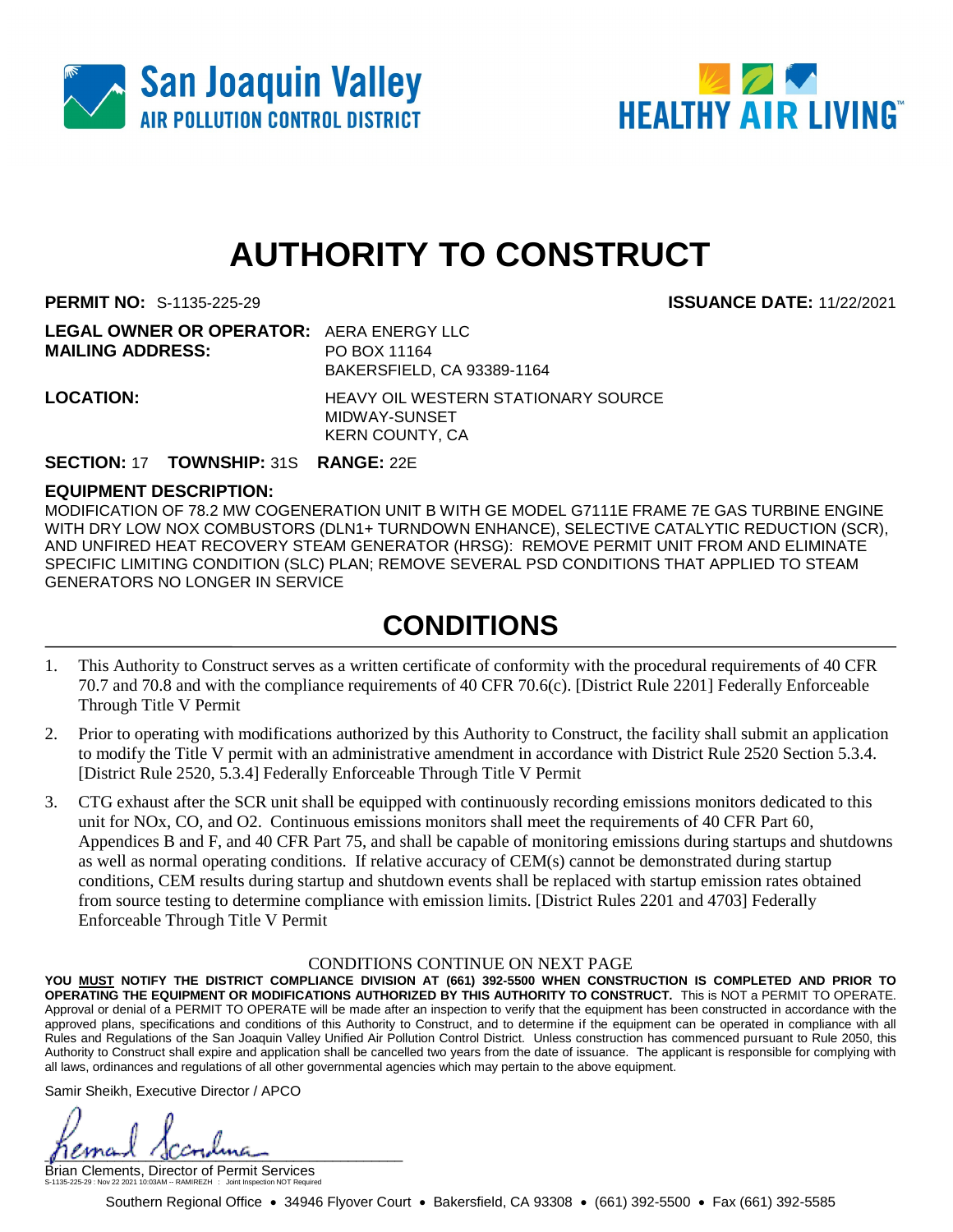San Joaquin Valley
AIR POLLUTION CONTROL DISTRICT

HEALTHY AIR LIVING™

# AUTHORITY TO CONSTRUCT

**PERMIT NO:** S-1135-225-29 **ISSUANCE DATE:** 11/22/2021

**LEGAL OWNER OR OPERATOR:** AERA ENERGY LLC
**MAILING ADDRESS:** PO BOX 11164
BAKERSFIELD, CA 93389-1164

**LOCATION:** HEAVY OIL WESTERN STATIONARY SOURCE
MIDWAY-SUNSET
KERN COUNTY, CA

**SECTION:** 17 **TOWNSHIP:** 31S **RANGE:** 22E

**EQUIPMENT DESCRIPTION:**
MODIFICATION OF 78.2 MW COGENERATION UNIT B WITH GE MODEL G7111E FRAME 7E GAS TURBINE ENGINE WITH DRY LOW NOX COMBUSTORS (DLN1+ TURNDOWN ENHANCE), SELECTIVE CATALYTIC REDUCTION (SCR), AND UNFIRED HEAT RECOVERY STEAM GENERATOR (HRSG): REMOVE PERMIT UNIT FROM AND ELIMINATE SPECIFIC LIMITING CONDITION (SLC) PLAN; REMOVE SEVERAL PSD CONDITIONS THAT APPLIED TO STEAM GENERATORS NO LONGER IN SERVICE

## CONDITIONS

1. This Authority to Construct serves as a written certificate of conformity with the procedural requirements of 40 CFR 70.7 and 70.8 and with the compliance requirements of 40 CFR 70.6(c). [District Rule 2201] Federally Enforceable Through Title V Permit

2. Prior to operating with modifications authorized by this Authority to Construct, the facility shall submit an application to modify the Title V permit with an administrative amendment in accordance with District Rule 2520 Section 5.3.4. [District Rule 2520, 5.3.4] Federally Enforceable Through Title V Permit

3. CTG exhaust after the SCR unit shall be equipped with continuously recording emissions monitors dedicated to this unit for NOx, CO, and O2. Continuous emissions monitors shall meet the requirements of 40 CFR Part 60, Appendices B and F, and 40 CFR Part 75, and shall be capable of monitoring emissions during startups and shutdowns as well as normal operating conditions. If relative accuracy of CEM(s) cannot be demonstrated during startup conditions, CEM results during startup and shutdown events shall be replaced with startup emission rates obtained from source testing to determine compliance with emission limits. [District Rules 2201 and 4703] Federally Enforceable Through Title V Permit

CONDITIONS CONTINUE ON NEXT PAGE

**YOU MUST NOTIFY THE DISTRICT COMPLIANCE DIVISION AT (661) 392-5500 WHEN CONSTRUCTION IS COMPLETED AND PRIOR TO OPERATING THE EQUIPMENT OR MODIFICATIONS AUTHORIZED BY THIS AUTHORITY TO CONSTRUCT.** This is NOT a PERMIT TO OPERATE. Approval or denial of a PERMIT TO OPERATE will be made after an inspection to verify that the equipment has been constructed in accordance with the approved plans, specifications and conditions of this Authority to Construct, and to determine if the equipment can be operated in compliance with all Rules and Regulations of the San Joaquin Valley Unified Air Pollution Control District. Unless construction has commenced pursuant to Rule 2050, this Authority to Construct shall expire and application shall be cancelled two years from the date of issuance. The applicant is responsible for complying with all laws, ordinances and regulations of all other governmental agencies which may pertain to the above equipment.

Samir Sheikh, Executive Director / APCO

Brian Clements, Director of Permit Services

S-1135-225-29 : Nov 22 2021 10:03AM -- RAMIREZH : Joint Inspection NOT Required

Southern Regional Office • 34946 Flyover Court • Bakersfield, CA 93308 • (661) 392-5500 • Fax (661) 392-5585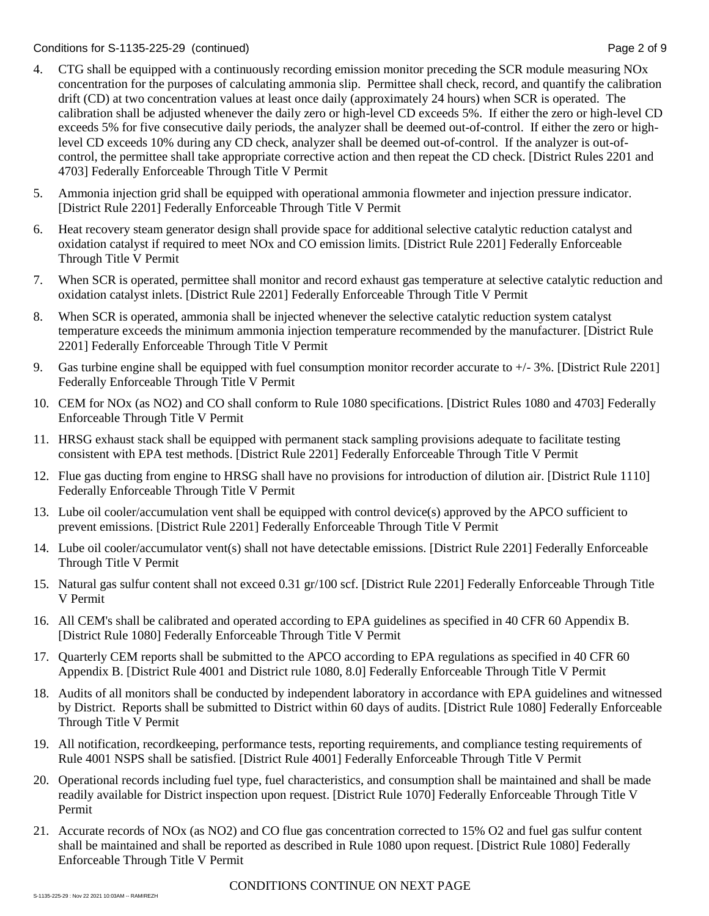4. CTG shall be equipped with a continuously recording emission monitor preceding the SCR module measuring NOx concentration for the purposes of calculating ammonia slip. Permittee shall check, record, and quantify the calibration drift (CD) at two concentration values at least once daily (approximately 24 hours) when SCR is operated. The calibration shall be adjusted whenever the daily zero or high-level CD exceeds 5%. If either the zero or high-level CD exceeds 5% for five consecutive daily periods, the analyzer shall be deemed out-of-control. If either the zero or high-level CD exceeds 10% during any CD check, analyzer shall be deemed out-of-control. If the analyzer is out-of-control, the permittee shall take appropriate corrective action and then repeat the CD check. [District Rules 2201 and 4703] Federally Enforceable Through Title V Permit

5. Ammonia injection grid shall be equipped with operational ammonia flowmeter and injection pressure indicator. [District Rule 2201] Federally Enforceable Through Title V Permit

6. Heat recovery steam generator design shall provide space for additional selective catalytic reduction catalyst and oxidation catalyst if required to meet NOx and CO emission limits. [District Rule 2201] Federally Enforceable Through Title V Permit

7. When SCR is operated, permittee shall monitor and record exhaust gas temperature at selective catalytic reduction and oxidation catalyst inlets. [District Rule 2201] Federally Enforceable Through Title V Permit

8. When SCR is operated, ammonia shall be injected whenever the selective catalytic reduction system catalyst temperature exceeds the minimum ammonia injection temperature recommended by the manufacturer. [District Rule 2201] Federally Enforceable Through Title V Permit

9. Gas turbine engine shall be equipped with fuel consumption monitor recorder accurate to +/- 3%. [District Rule 2201] Federally Enforceable Through Title V Permit

10. CEM for NOx (as NO2) and CO shall conform to Rule 1080 specifications. [District Rules 1080 and 4703] Federally Enforceable Through Title V Permit

11. HRSG exhaust stack shall be equipped with permanent stack sampling provisions adequate to facilitate testing consistent with EPA test methods. [District Rule 2201] Federally Enforceable Through Title V Permit

12. Flue gas ducting from engine to HRSG shall have no provisions for introduction of dilution air. [District Rule 1110] Federally Enforceable Through Title V Permit

13. Lube oil cooler/accumulation vent shall be equipped with control device(s) approved by the APCO sufficient to prevent emissions. [District Rule 2201] Federally Enforceable Through Title V Permit

14. Lube oil cooler/accumulator vent(s) shall not have detectable emissions. [District Rule 2201] Federally Enforceable Through Title V Permit

15. Natural gas sulfur content shall not exceed 0.31 gr/100 scf. [District Rule 2201] Federally Enforceable Through Title V Permit

16. All CEM's shall be calibrated and operated according to EPA guidelines as specified in 40 CFR 60 Appendix B. [District Rule 1080] Federally Enforceable Through Title V Permit

17. Quarterly CEM reports shall be submitted to the APCO according to EPA regulations as specified in 40 CFR 60 Appendix B. [District Rule 4001 and District rule 1080, 8.0] Federally Enforceable Through Title V Permit

18. Audits of all monitors shall be conducted by independent laboratory in accordance with EPA guidelines and witnessed by District. Reports shall be submitted to District within 60 days of audits. [District Rule 1080] Federally Enforceable Through Title V Permit

19. All notification, recordkeeping, performance tests, reporting requirements, and compliance testing requirements of Rule 4001 NSPS shall be satisfied. [District Rule 4001] Federally Enforceable Through Title V Permit

20. Operational records including fuel type, fuel characteristics, and consumption shall be maintained and shall be made readily available for District inspection upon request. [District Rule 1070] Federally Enforceable Through Title V Permit

21. Accurate records of NOx (as NO2) and CO flue gas concentration corrected to 15% O2 and fuel gas sulfur content shall be maintained and shall be reported as described in Rule 1080 upon request. [District Rule 1080] Federally Enforceable Through Title V Permit

CONDITIONS CONTINUE ON NEXT PAGE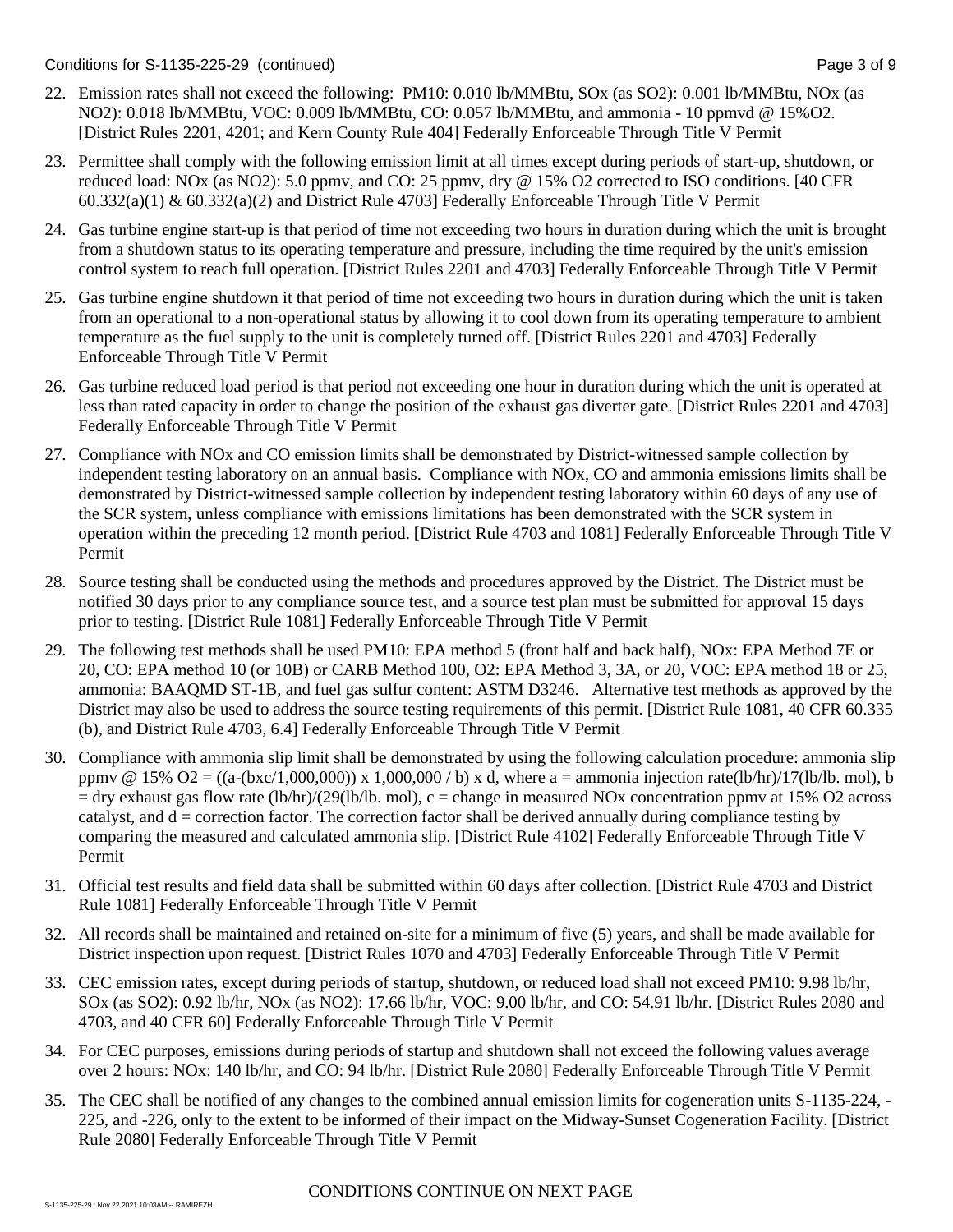22. Emission rates shall not exceed the following: PM10: 0.010 lb/MMBtu, SOx (as SO2): 0.001 lb/MMBtu, NOx (as NO2): 0.018 lb/MMBtu, VOC: 0.009 lb/MMBtu, CO: 0.057 lb/MMBtu, and ammonia - 10 ppmvd @ 15%O2. [District Rules 2201, 4201; and Kern County Rule 404] Federally Enforceable Through Title V Permit

23. Permittee shall comply with the following emission limit at all times except during periods of start-up, shutdown, or reduced load: NOx (as NO2): 5.0 ppmv, and CO: 25 ppmv, dry @ 15% O2 corrected to ISO conditions. [40 CFR 60.332(a)(1) & 60.332(a)(2) and District Rule 4703] Federally Enforceable Through Title V Permit

24. Gas turbine engine start-up is that period of time not exceeding two hours in duration during which the unit is brought from a shutdown status to its operating temperature and pressure, including the time required by the unit's emission control system to reach full operation. [District Rules 2201 and 4703] Federally Enforceable Through Title V Permit

25. Gas turbine engine shutdown it that period of time not exceeding two hours in duration during which the unit is taken from an operational to a non-operational status by allowing it to cool down from its operating temperature to ambient temperature as the fuel supply to the unit is completely turned off. [District Rules 2201 and 4703] Federally Enforceable Through Title V Permit

26. Gas turbine reduced load period is that period not exceeding one hour in duration during which the unit is operated at less than rated capacity in order to change the position of the exhaust gas diverter gate. [District Rules 2201 and 4703] Federally Enforceable Through Title V Permit

27. Compliance with NOx and CO emission limits shall be demonstrated by District-witnessed sample collection by independent testing laboratory on an annual basis. Compliance with NOx, CO and ammonia emissions limits shall be demonstrated by District-witnessed sample collection by independent testing laboratory within 60 days of any use of the SCR system, unless compliance with emissions limitations has been demonstrated with the SCR system in operation within the preceding 12 month period. [District Rule 4703 and 1081] Federally Enforceable Through Title V Permit

28. Source testing shall be conducted using the methods and procedures approved by the District. The District must be notified 30 days prior to any compliance source test, and a source test plan must be submitted for approval 15 days prior to testing. [District Rule 1081] Federally Enforceable Through Title V Permit

29. The following test methods shall be used PM10: EPA method 5 (front half and back half), NOx: EPA Method 7E or 20, CO: EPA method 10 (or 10B) or CARB Method 100, O2: EPA Method 3, 3A, or 20, VOC: EPA method 18 or 25, ammonia: BAAQMD ST-1B, and fuel gas sulfur content: ASTM D3246. Alternative test methods as approved by the District may also be used to address the source testing requirements of this permit. [District Rule 1081, 40 CFR 60.335 (b), and District Rule 4703, 6.4] Federally Enforceable Through Title V Permit

30. Compliance with ammonia slip limit shall be demonstrated by using the following calculation procedure: ammonia slip ppmv @ 15% O2 = ((a-(bxc/1,000,000)) x 1,000,000 / b) x d, where a = ammonia injection rate(lb/hr)/17(lb/lb. mol), b = dry exhaust gas flow rate (lb/hr)/(29(lb/lb. mol), c = change in measured NOx concentration ppmv at 15% O2 across catalyst, and d = correction factor. The correction factor shall be derived annually during compliance testing by comparing the measured and calculated ammonia slip. [District Rule 4102] Federally Enforceable Through Title V Permit

31. Official test results and field data shall be submitted within 60 days after collection. [District Rule 4703 and District Rule 1081] Federally Enforceable Through Title V Permit

32. All records shall be maintained and retained on-site for a minimum of five (5) years, and shall be made available for District inspection upon request. [District Rules 1070 and 4703] Federally Enforceable Through Title V Permit

33. CEC emission rates, except during periods of startup, shutdown, or reduced load shall not exceed PM10: 9.98 lb/hr, SOx (as SO2): 0.92 lb/hr, NOx (as NO2): 17.66 lb/hr, VOC: 9.00 lb/hr, and CO: 54.91 lb/hr. [District Rules 2080 and 4703, and 40 CFR 60] Federally Enforceable Through Title V Permit

34. For CEC purposes, emissions during periods of startup and shutdown shall not exceed the following values average over 2 hours: NOx: 140 lb/hr, and CO: 94 lb/hr. [District Rule 2080] Federally Enforceable Through Title V Permit

35. The CEC shall be notified of any changes to the combined annual emission limits for cogeneration units S-1135-224, -225, and -226, only to the extent to be informed of their impact on the Midway-Sunset Cogeneration Facility. [District Rule 2080] Federally Enforceable Through Title V Permit

CONDITIONS CONTINUE ON NEXT PAGE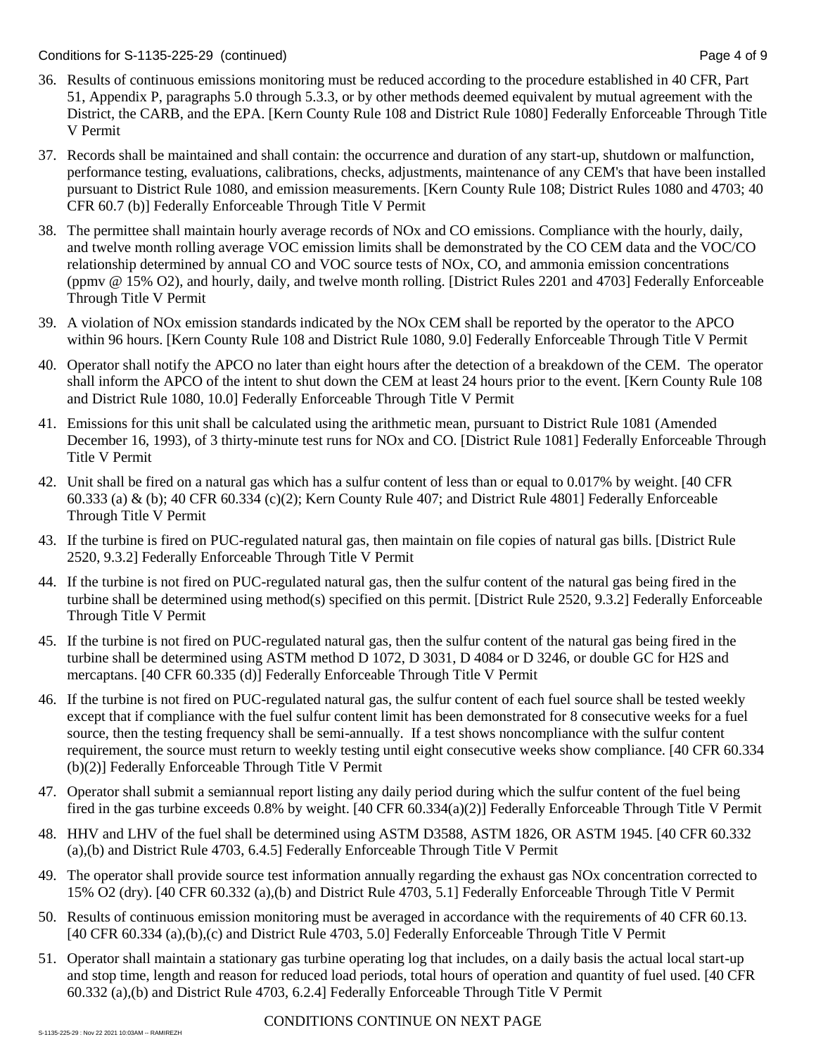36. Results of continuous emissions monitoring must be reduced according to the procedure established in 40 CFR, Part 51, Appendix P, paragraphs 5.0 through 5.3.3, or by other methods deemed equivalent by mutual agreement with the District, the CARB, and the EPA. [Kern County Rule 108 and District Rule 1080] Federally Enforceable Through Title V Permit

37. Records shall be maintained and shall contain: the occurrence and duration of any start-up, shutdown or malfunction, performance testing, evaluations, calibrations, checks, adjustments, maintenance of any CEM's that have been installed pursuant to District Rule 1080, and emission measurements. [Kern County Rule 108; District Rules 1080 and 4703; 40 CFR 60.7 (b)] Federally Enforceable Through Title V Permit

38. The permittee shall maintain hourly average records of NOx and CO emissions. Compliance with the hourly, daily, and twelve month rolling average VOC emission limits shall be demonstrated by the CO CEM data and the VOC/CO relationship determined by annual CO and VOC source tests of NOx, CO, and ammonia emission concentrations (ppmv @ 15% O2), and hourly, daily, and twelve month rolling. [District Rules 2201 and 4703] Federally Enforceable Through Title V Permit

39. A violation of NOx emission standards indicated by the NOx CEM shall be reported by the operator to the APCO within 96 hours. [Kern County Rule 108 and District Rule 1080, 9.0] Federally Enforceable Through Title V Permit

40. Operator shall notify the APCO no later than eight hours after the detection of a breakdown of the CEM. The operator shall inform the APCO of the intent to shut down the CEM at least 24 hours prior to the event. [Kern County Rule 108 and District Rule 1080, 10.0] Federally Enforceable Through Title V Permit

41. Emissions for this unit shall be calculated using the arithmetic mean, pursuant to District Rule 1081 (Amended December 16, 1993), of 3 thirty-minute test runs for NOx and CO. [District Rule 1081] Federally Enforceable Through Title V Permit

42. Unit shall be fired on a natural gas which has a sulfur content of less than or equal to 0.017% by weight. [40 CFR 60.333 (a) & (b); 40 CFR 60.334 (c)(2); Kern County Rule 407; and District Rule 4801] Federally Enforceable Through Title V Permit

43. If the turbine is fired on PUC-regulated natural gas, then maintain on file copies of natural gas bills. [District Rule 2520, 9.3.2] Federally Enforceable Through Title V Permit

44. If the turbine is not fired on PUC-regulated natural gas, then the sulfur content of the natural gas being fired in the turbine shall be determined using method(s) specified on this permit. [District Rule 2520, 9.3.2] Federally Enforceable Through Title V Permit

45. If the turbine is not fired on PUC-regulated natural gas, then the sulfur content of the natural gas being fired in the turbine shall be determined using ASTM method D 1072, D 3031, D 4084 or D 3246, or double GC for H2S and mercaptans. [40 CFR 60.335 (d)] Federally Enforceable Through Title V Permit

46. If the turbine is not fired on PUC-regulated natural gas, the sulfur content of each fuel source shall be tested weekly except that if compliance with the fuel sulfur content limit has been demonstrated for 8 consecutive weeks for a fuel source, then the testing frequency shall be semi-annually. If a test shows noncompliance with the sulfur content requirement, the source must return to weekly testing until eight consecutive weeks show compliance. [40 CFR 60.334 (b)(2)] Federally Enforceable Through Title V Permit

47. Operator shall submit a semiannual report listing any daily period during which the sulfur content of the fuel being fired in the gas turbine exceeds 0.8% by weight. [40 CFR 60.334(a)(2)] Federally Enforceable Through Title V Permit

48. HHV and LHV of the fuel shall be determined using ASTM D3588, ASTM 1826, OR ASTM 1945. [40 CFR 60.332 (a),(b) and District Rule 4703, 6.4.5] Federally Enforceable Through Title V Permit

49. The operator shall provide source test information annually regarding the exhaust gas NOx concentration corrected to 15% O2 (dry). [40 CFR 60.332 (a),(b) and District Rule 4703, 5.1] Federally Enforceable Through Title V Permit

50. Results of continuous emission monitoring must be averaged in accordance with the requirements of 40 CFR 60.13. [40 CFR 60.334 (a),(b),(c) and District Rule 4703, 5.0] Federally Enforceable Through Title V Permit

51. Operator shall maintain a stationary gas turbine operating log that includes, on a daily basis the actual local start-up and stop time, length and reason for reduced load periods, total hours of operation and quantity of fuel used. [40 CFR 60.332 (a),(b) and District Rule 4703, 6.2.4] Federally Enforceable Through Title V Permit

CONDITIONS CONTINUE ON NEXT PAGE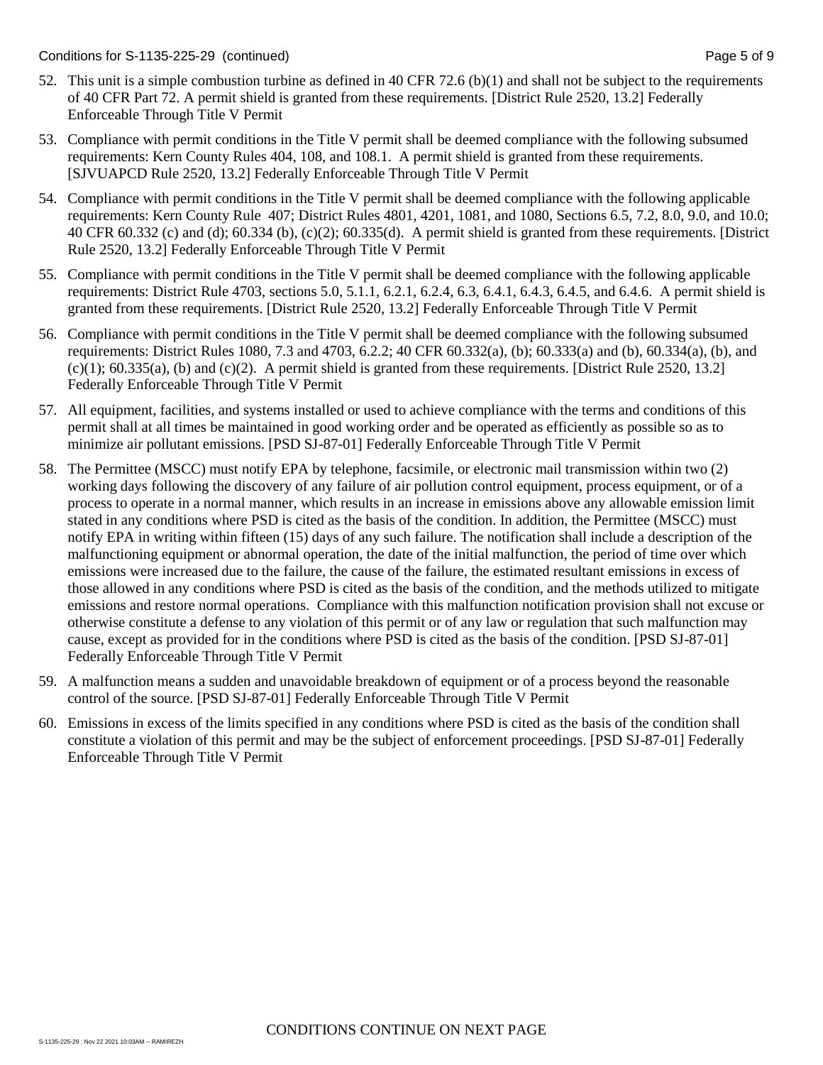52. This unit is a simple combustion turbine as defined in 40 CFR 72.6 (b)(1) and shall not be subject to the requirements of 40 CFR Part 72. A permit shield is granted from these requirements. [District Rule 2520, 13.2] Federally Enforceable Through Title V Permit

53. Compliance with permit conditions in the Title V permit shall be deemed compliance with the following subsumed requirements: Kern County Rules 404, 108, and 108.1. A permit shield is granted from these requirements. [SJVUAPCD Rule 2520, 13.2] Federally Enforceable Through Title V Permit

54. Compliance with permit conditions in the Title V permit shall be deemed compliance with the following applicable requirements: Kern County Rule 407; District Rules 4801, 4201, 1081, and 1080, Sections 6.5, 7.2, 8.0, 9.0, and 10.0; 40 CFR 60.332 (c) and (d); 60.334 (b), (c)(2); 60.335(d). A permit shield is granted from these requirements. [District Rule 2520, 13.2] Federally Enforceable Through Title V Permit

55. Compliance with permit conditions in the Title V permit shall be deemed compliance with the following applicable requirements: District Rule 4703, sections 5.0, 5.1.1, 6.2.1, 6.2.4, 6.3, 6.4.1, 6.4.3, 6.4.5, and 6.4.6. A permit shield is granted from these requirements. [District Rule 2520, 13.2] Federally Enforceable Through Title V Permit

56. Compliance with permit conditions in the Title V permit shall be deemed compliance with the following subsumed requirements: District Rules 1080, 7.3 and 4703, 6.2.2; 40 CFR 60.332(a), (b); 60.333(a) and (b), 60.334(a), (b), and (c)(1); 60.335(a), (b) and (c)(2). A permit shield is granted from these requirements. [District Rule 2520, 13.2] Federally Enforceable Through Title V Permit

57. All equipment, facilities, and systems installed or used to achieve compliance with the terms and conditions of this permit shall at all times be maintained in good working order and be operated as efficiently as possible so as to minimize air pollutant emissions. [PSD SJ-87-01] Federally Enforceable Through Title V Permit

58. The Permittee (MSCC) must notify EPA by telephone, facsimile, or electronic mail transmission within two (2) working days following the discovery of any failure of air pollution control equipment, process equipment, or of a process to operate in a normal manner, which results in an increase in emissions above any allowable emission limit stated in any conditions where PSD is cited as the basis of the condition. In addition, the Permittee (MSCC) must notify EPA in writing within fifteen (15) days of any such failure. The notification shall include a description of the malfunctioning equipment or abnormal operation, the date of the initial malfunction, the period of time over which emissions were increased due to the failure, the cause of the failure, the estimated resultant emissions in excess of those allowed in any conditions where PSD is cited as the basis of the condition, and the methods utilized to mitigate emissions and restore normal operations. Compliance with this malfunction notification provision shall not excuse or otherwise constitute a defense to any violation of this permit or of any law or regulation that such malfunction may cause, except as provided for in the conditions where PSD is cited as the basis of the condition. [PSD SJ-87-01] Federally Enforceable Through Title V Permit

59. A malfunction means a sudden and unavoidable breakdown of equipment or of a process beyond the reasonable control of the source. [PSD SJ-87-01] Federally Enforceable Through Title V Permit

60. Emissions in excess of the limits specified in any conditions where PSD is cited as the basis of the condition shall constitute a violation of this permit and may be the subject of enforcement proceedings. [PSD SJ-87-01] Federally Enforceable Through Title V Permit

CONDITIONS CONTINUE ON NEXT PAGE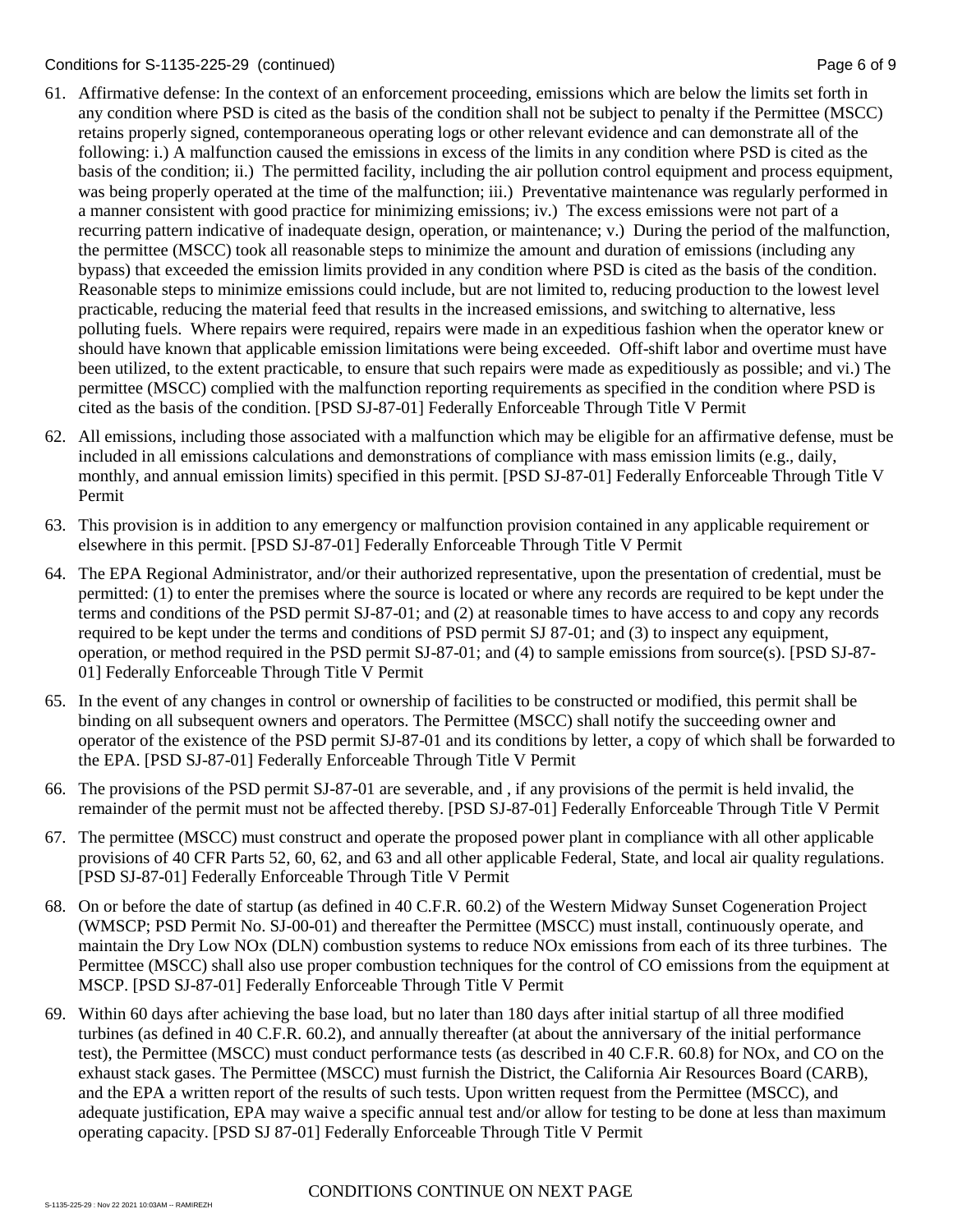61. Affirmative defense: In the context of an enforcement proceeding, emissions which are below the limits set forth in any condition where PSD is cited as the basis of the condition shall not be subject to penalty if the Permittee (MSCC) retains properly signed, contemporaneous operating logs or other relevant evidence and can demonstrate all of the following: i.) A malfunction caused the emissions in excess of the limits in any condition where PSD is cited as the basis of the condition; ii.) The permitted facility, including the air pollution control equipment and process equipment, was being properly operated at the time of the malfunction; iii.) Preventative maintenance was regularly performed in a manner consistent with good practice for minimizing emissions; iv.) The excess emissions were not part of a recurring pattern indicative of inadequate design, operation, or maintenance; v.) During the period of the malfunction, the permittee (MSCC) took all reasonable steps to minimize the amount and duration of emissions (including any bypass) that exceeded the emission limits provided in any condition where PSD is cited as the basis of the condition. Reasonable steps to minimize emissions could include, but are not limited to, reducing production to the lowest level practicable, reducing the material feed that results in the increased emissions, and switching to alternative, less polluting fuels. Where repairs were required, repairs were made in an expeditious fashion when the operator knew or should have known that applicable emission limitations were being exceeded. Off-shift labor and overtime must have been utilized, to the extent practicable, to ensure that such repairs were made as expeditiously as possible; and vi.) The permittee (MSCC) complied with the malfunction reporting requirements as specified in the condition where PSD is cited as the basis of the condition. [PSD SJ-87-01] Federally Enforceable Through Title V Permit

62. All emissions, including those associated with a malfunction which may be eligible for an affirmative defense, must be included in all emissions calculations and demonstrations of compliance with mass emission limits (e.g., daily, monthly, and annual emission limits) specified in this permit. [PSD SJ-87-01] Federally Enforceable Through Title V Permit

63. This provision is in addition to any emergency or malfunction provision contained in any applicable requirement or elsewhere in this permit. [PSD SJ-87-01] Federally Enforceable Through Title V Permit

64. The EPA Regional Administrator, and/or their authorized representative, upon the presentation of credential, must be permitted: (1) to enter the premises where the source is located or where any records are required to be kept under the terms and conditions of the PSD permit SJ-87-01; and (2) at reasonable times to have access to and copy any records required to be kept under the terms and conditions of PSD permit SJ 87-01; and (3) to inspect any equipment, operation, or method required in the PSD permit SJ-87-01; and (4) to sample emissions from source(s). [PSD SJ-87-01] Federally Enforceable Through Title V Permit

65. In the event of any changes in control or ownership of facilities to be constructed or modified, this permit shall be binding on all subsequent owners and operators. The Permittee (MSCC) shall notify the succeeding owner and operator of the existence of the PSD permit SJ-87-01 and its conditions by letter, a copy of which shall be forwarded to the EPA. [PSD SJ-87-01] Federally Enforceable Through Title V Permit

66. The provisions of the PSD permit SJ-87-01 are severable, and , if any provisions of the permit is held invalid, the remainder of the permit must not be affected thereby. [PSD SJ-87-01] Federally Enforceable Through Title V Permit

67. The permittee (MSCC) must construct and operate the proposed power plant in compliance with all other applicable provisions of 40 CFR Parts 52, 60, 62, and 63 and all other applicable Federal, State, and local air quality regulations. [PSD SJ-87-01] Federally Enforceable Through Title V Permit

68. On or before the date of startup (as defined in 40 C.F.R. 60.2) of the Western Midway Sunset Cogeneration Project (WMSCP; PSD Permit No. SJ-00-01) and thereafter the Permittee (MSCC) must install, continuously operate, and maintain the Dry Low NOx (DLN) combustion systems to reduce NOx emissions from each of its three turbines. The Permittee (MSCC) shall also use proper combustion techniques for the control of CO emissions from the equipment at MSCP. [PSD SJ-87-01] Federally Enforceable Through Title V Permit

69. Within 60 days after achieving the base load, but no later than 180 days after initial startup of all three modified turbines (as defined in 40 C.F.R. 60.2), and annually thereafter (at about the anniversary of the initial performance test), the Permittee (MSCC) must conduct performance tests (as described in 40 C.F.R. 60.8) for NOx, and CO on the exhaust stack gases. The Permittee (MSCC) must furnish the District, the California Air Resources Board (CARB), and the EPA a written report of the results of such tests. Upon written request from the Permittee (MSCC), and adequate justification, EPA may waive a specific annual test and/or allow for testing to be done at less than maximum operating capacity. [PSD SJ 87-01] Federally Enforceable Through Title V Permit

CONDITIONS CONTINUE ON NEXT PAGE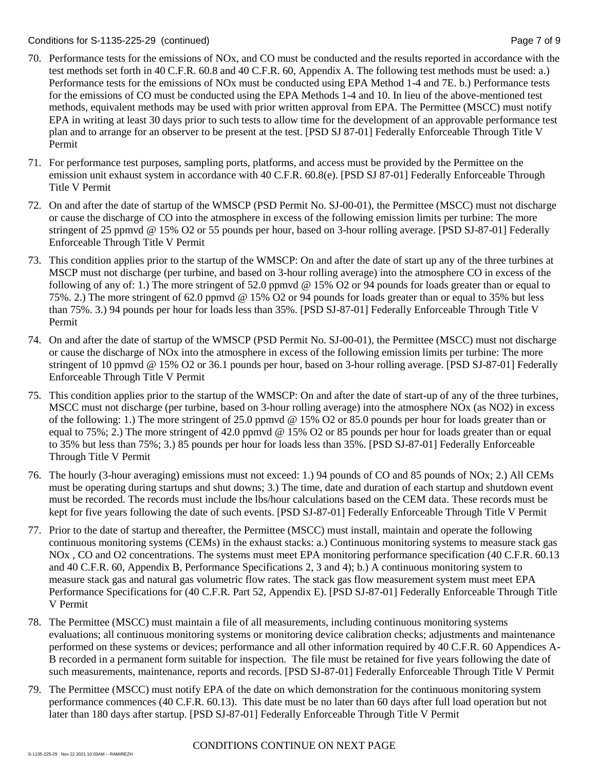70. Performance tests for the emissions of NOx, and CO must be conducted and the results reported in accordance with the test methods set forth in 40 C.F.R. 60.8 and 40 C.F.R. 60, Appendix A. The following test methods must be used: a.) Performance tests for the emissions of NOx must be conducted using EPA Method 1-4 and 7E. b.) Performance tests for the emissions of CO must be conducted using the EPA Methods 1-4 and 10. In lieu of the above-mentioned test methods, equivalent methods may be used with prior written approval from EPA. The Permittee (MSCC) must notify EPA in writing at least 30 days prior to such tests to allow time for the development of an approvable performance test plan and to arrange for an observer to be present at the test. [PSD SJ 87-01] Federally Enforceable Through Title V Permit

71. For performance test purposes, sampling ports, platforms, and access must be provided by the Permittee on the emission unit exhaust system in accordance with 40 C.F.R. 60.8(e). [PSD SJ 87-01] Federally Enforceable Through Title V Permit

72. On and after the date of startup of the WMSCP (PSD Permit No. SJ-00-01), the Permittee (MSCC) must not discharge or cause the discharge of CO into the atmosphere in excess of the following emission limits per turbine: The more stringent of 25 ppmvd @ 15% O2 or 55 pounds per hour, based on 3-hour rolling average. [PSD SJ-87-01] Federally Enforceable Through Title V Permit

73. This condition applies prior to the startup of the WMSCP: On and after the date of start up any of the three turbines at MSCP must not discharge (per turbine, and based on 3-hour rolling average) into the atmosphere CO in excess of the following of any of: 1.) The more stringent of 52.0 ppmvd @ 15% O2 or 94 pounds for loads greater than or equal to 75%. 2.) The more stringent of 62.0 ppmvd @ 15% O2 or 94 pounds for loads greater than or equal to 35% but less than 75%. 3.) 94 pounds per hour for loads less than 35%. [PSD SJ-87-01] Federally Enforceable Through Title V Permit

74. On and after the date of startup of the WMSCP (PSD Permit No. SJ-00-01), the Permittee (MSCC) must not discharge or cause the discharge of NOx into the atmosphere in excess of the following emission limits per turbine: The more stringent of 10 ppmvd @ 15% O2 or 36.1 pounds per hour, based on 3-hour rolling average. [PSD SJ-87-01] Federally Enforceable Through Title V Permit

75. This condition applies prior to the startup of the WMSCP: On and after the date of start-up of any of the three turbines, MSCC must not discharge (per turbine, based on 3-hour rolling average) into the atmosphere NOx (as NO2) in excess of the following: 1.) The more stringent of 25.0 ppmvd @ 15% O2 or 85.0 pounds per hour for loads greater than or equal to 75%; 2.) The more stringent of 42.0 ppmvd @ 15% O2 or 85 pounds per hour for loads greater than or equal to 35% but less than 75%; 3.) 85 pounds per hour for loads less than 35%. [PSD SJ-87-01] Federally Enforceable Through Title V Permit

76. The hourly (3-hour averaging) emissions must not exceed: 1.) 94 pounds of CO and 85 pounds of NOx; 2.) All CEMs must be operating during startups and shut downs; 3.) The time, date and duration of each startup and shutdown event must be recorded. The records must include the lbs/hour calculations based on the CEM data. These records must be kept for five years following the date of such events. [PSD SJ-87-01] Federally Enforceable Through Title V Permit

77. Prior to the date of startup and thereafter, the Permittee (MSCC) must install, maintain and operate the following continuous monitoring systems (CEMs) in the exhaust stacks: a.) Continuous monitoring systems to measure stack gas NOx , CO and O2 concentrations. The systems must meet EPA monitoring performance specification (40 C.F.R. 60.13 and 40 C.F.R. 60, Appendix B, Performance Specifications 2, 3 and 4); b.) A continuous monitoring system to measure stack gas and natural gas volumetric flow rates. The stack gas flow measurement system must meet EPA Performance Specifications for (40 C.F.R. Part 52, Appendix E). [PSD SJ-87-01] Federally Enforceable Through Title V Permit

78. The Permittee (MSCC) must maintain a file of all measurements, including continuous monitoring systems evaluations; all continuous monitoring systems or monitoring device calibration checks; adjustments and maintenance performed on these systems or devices; performance and all other information required by 40 C.F.R. 60 Appendices A-B recorded in a permanent form suitable for inspection. The file must be retained for five years following the date of such measurements, maintenance, reports and records. [PSD SJ-87-01] Federally Enforceable Through Title V Permit

79. The Permittee (MSCC) must notify EPA of the date on which demonstration for the continuous monitoring system performance commences (40 C.F.R. 60.13). This date must be no later than 60 days after full load operation but not later than 180 days after startup. [PSD SJ-87-01] Federally Enforceable Through Title V Permit

CONDITIONS CONTINUE ON NEXT PAGE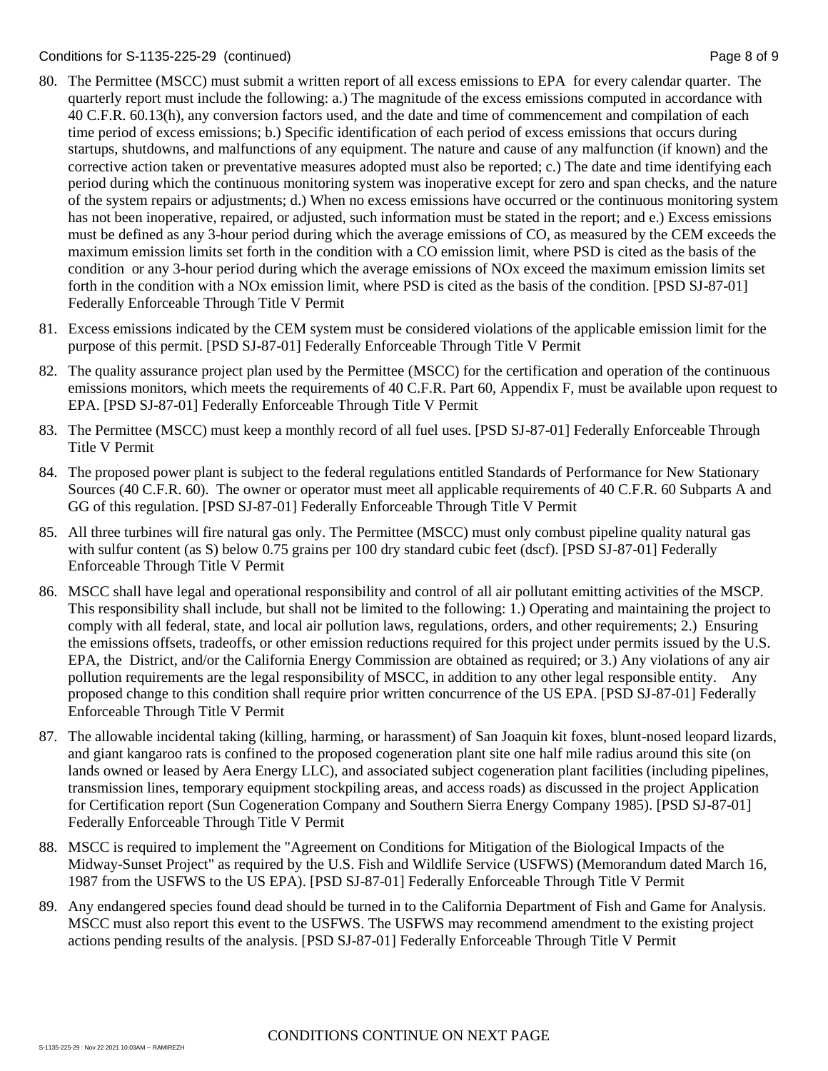80. The Permittee (MSCC) must submit a written report of all excess emissions to EPA for every calendar quarter. The quarterly report must include the following: a.) The magnitude of the excess emissions computed in accordance with 40 C.F.R. 60.13(h), any conversion factors used, and the date and time of commencement and compilation of each time period of excess emissions; b.) Specific identification of each period of excess emissions that occurs during startups, shutdowns, and malfunctions of any equipment. The nature and cause of any malfunction (if known) and the corrective action taken or preventative measures adopted must also be reported; c.) The date and time identifying each period during which the continuous monitoring system was inoperative except for zero and span checks, and the nature of the system repairs or adjustments; d.) When no excess emissions have occurred or the continuous monitoring system has not been inoperative, repaired, or adjusted, such information must be stated in the report; and e.) Excess emissions must be defined as any 3-hour period during which the average emissions of CO, as measured by the CEM exceeds the maximum emission limits set forth in the condition with a CO emission limit, where PSD is cited as the basis of the condition or any 3-hour period during which the average emissions of NOx exceed the maximum emission limits set forth in the condition with a NOx emission limit, where PSD is cited as the basis of the condition. [PSD SJ-87-01] Federally Enforceable Through Title V Permit

81. Excess emissions indicated by the CEM system must be considered violations of the applicable emission limit for the purpose of this permit. [PSD SJ-87-01] Federally Enforceable Through Title V Permit

82. The quality assurance project plan used by the Permittee (MSCC) for the certification and operation of the continuous emissions monitors, which meets the requirements of 40 C.F.R. Part 60, Appendix F, must be available upon request to EPA. [PSD SJ-87-01] Federally Enforceable Through Title V Permit

83. The Permittee (MSCC) must keep a monthly record of all fuel uses. [PSD SJ-87-01] Federally Enforceable Through Title V Permit

84. The proposed power plant is subject to the federal regulations entitled Standards of Performance for New Stationary Sources (40 C.F.R. 60). The owner or operator must meet all applicable requirements of 40 C.F.R. 60 Subparts A and GG of this regulation. [PSD SJ-87-01] Federally Enforceable Through Title V Permit

85. All three turbines will fire natural gas only. The Permittee (MSCC) must only combust pipeline quality natural gas with sulfur content (as S) below 0.75 grains per 100 dry standard cubic feet (dscf). [PSD SJ-87-01] Federally Enforceable Through Title V Permit

86. MSCC shall have legal and operational responsibility and control of all air pollutant emitting activities of the MSCP. This responsibility shall include, but shall not be limited to the following: 1.) Operating and maintaining the project to comply with all federal, state, and local air pollution laws, regulations, orders, and other requirements; 2.) Ensuring the emissions offsets, tradeoffs, or other emission reductions required for this project under permits issued by the U.S. EPA, the District, and/or the California Energy Commission are obtained as required; or 3.) Any violations of any air pollution requirements are the legal responsibility of MSCC, in addition to any other legal responsible entity. Any proposed change to this condition shall require prior written concurrence of the US EPA. [PSD SJ-87-01] Federally Enforceable Through Title V Permit

87. The allowable incidental taking (killing, harming, or harassment) of San Joaquin kit foxes, blunt-nosed leopard lizards, and giant kangaroo rats is confined to the proposed cogeneration plant site one half mile radius around this site (on lands owned or leased by Aera Energy LLC), and associated subject cogeneration plant facilities (including pipelines, transmission lines, temporary equipment stockpiling areas, and access roads) as discussed in the project Application for Certification report (Sun Cogeneration Company and Southern Sierra Energy Company 1985). [PSD SJ-87-01] Federally Enforceable Through Title V Permit

88. MSCC is required to implement the "Agreement on Conditions for Mitigation of the Biological Impacts of the Midway-Sunset Project" as required by the U.S. Fish and Wildlife Service (USFWS) (Memorandum dated March 16, 1987 from the USFWS to the US EPA). [PSD SJ-87-01] Federally Enforceable Through Title V Permit

89. Any endangered species found dead should be turned in to the California Department of Fish and Game for Analysis. MSCC must also report this event to the USFWS. The USFWS may recommend amendment to the existing project actions pending results of the analysis. [PSD SJ-87-01] Federally Enforceable Through Title V Permit

CONDITIONS CONTINUE ON NEXT PAGE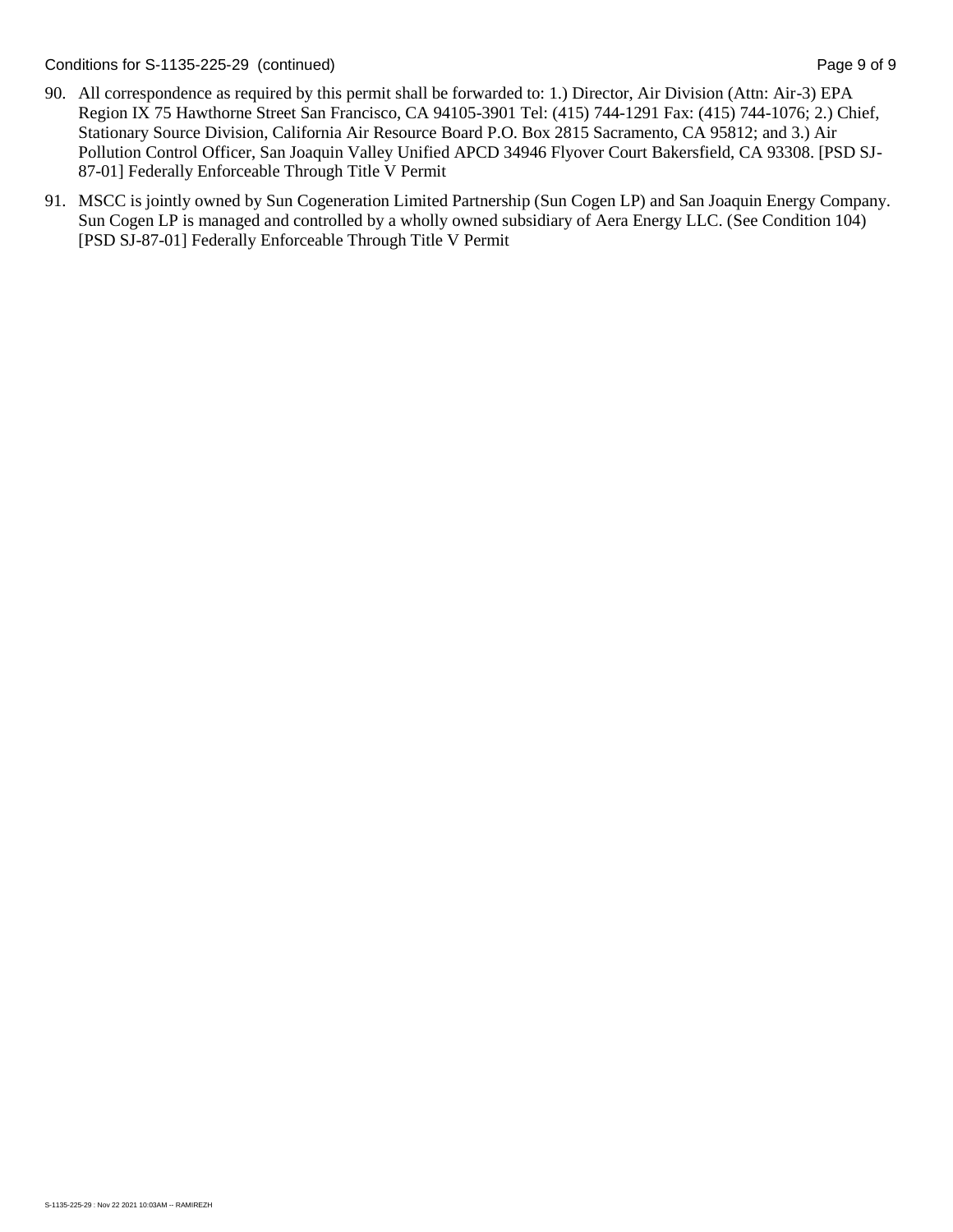90. All correspondence as required by this permit shall be forwarded to: 1.) Director, Air Division (Attn: Air-3) EPA Region IX 75 Hawthorne Street San Francisco, CA 94105-3901 Tel: (415) 744-1291 Fax: (415) 744-1076; 2.) Chief, Stationary Source Division, California Air Resource Board P.O. Box 2815 Sacramento, CA 95812; and 3.) Air Pollution Control Officer, San Joaquin Valley Unified APCD 34946 Flyover Court Bakersfield, CA 93308. [PSD SJ-87-01] Federally Enforceable Through Title V Permit

91. MSCC is jointly owned by Sun Cogeneration Limited Partnership (Sun Cogen LP) and San Joaquin Energy Company. Sun Cogen LP is managed and controlled by a wholly owned subsidiary of Aera Energy LLC. (See Condition 104) [PSD SJ-87-01] Federally Enforceable Through Title V Permit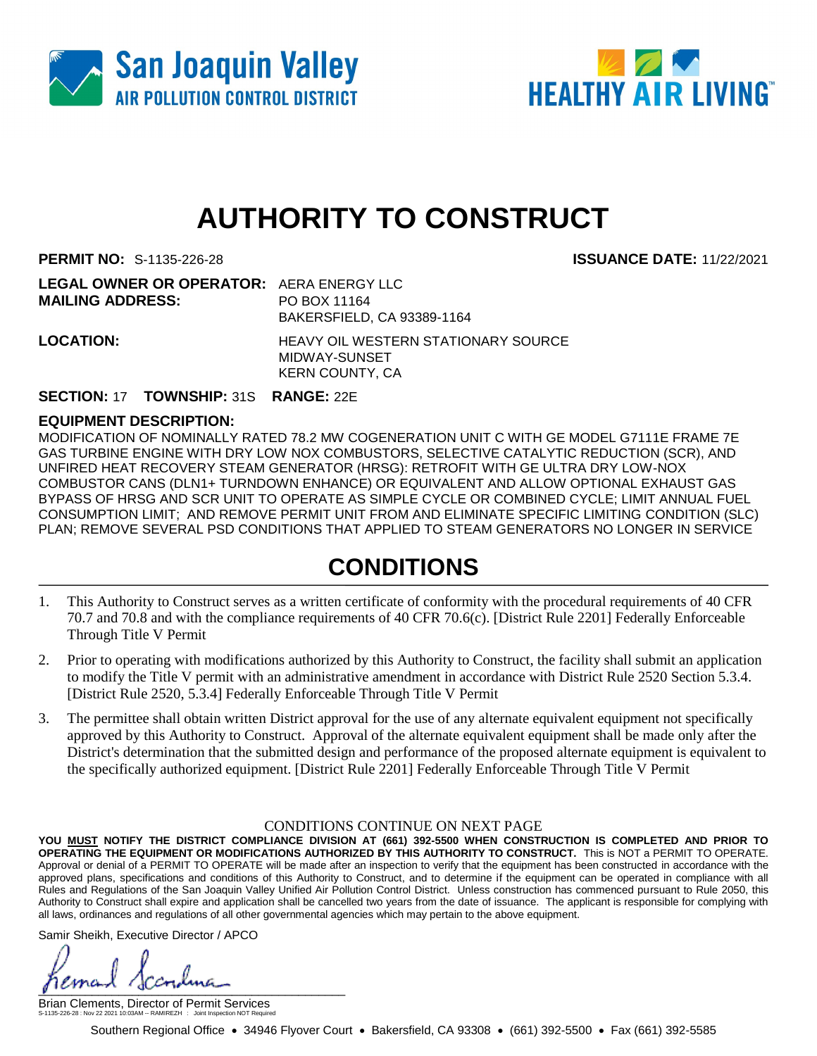San Joaquin Valley
AIR POLLUTION CONTROL DISTRICT

HEALTHY AIR LIVING™

# AUTHORITY TO CONSTRUCT

**PERMIT NO:** S-1135-226-28 **ISSUANCE DATE:** 11/22/2021

**LEGAL OWNER OR OPERATOR:** AERA ENERGY LLC
**MAILING ADDRESS:** PO BOX 11164
BAKERSFIELD, CA 93389-1164

**LOCATION:** HEAVY OIL WESTERN STATIONARY SOURCE
MIDWAY-SUNSET
KERN COUNTY, CA

**SECTION:** 17 **TOWNSHIP:** 31S **RANGE:** 22E

**EQUIPMENT DESCRIPTION:**

MODIFICATION OF NOMINALLY RATED 78.2 MW COGENERATION UNIT C WITH GE MODEL G7111E FRAME 7E GAS TURBINE ENGINE WITH DRY LOW NOX COMBUSTORS, SELECTIVE CATALYTIC REDUCTION (SCR), AND UNFIRED HEAT RECOVERY STEAM GENERATOR (HRSG): RETROFIT WITH GE ULTRA DRY LOW-NOX COMBUSTOR CANS (DLN1+ TURNDOWN ENHANCE) OR EQUIVALENT AND ALLOW OPTIONAL EXHAUST GAS BYPASS OF HRSG AND SCR UNIT TO OPERATE AS SIMPLE CYCLE OR COMBINED CYCLE; LIMIT ANNUAL FUEL CONSUMPTION LIMIT; AND REMOVE PERMIT UNIT FROM AND ELIMINATE SPECIFIC LIMITING CONDITION (SLC) PLAN; REMOVE SEVERAL PSD CONDITIONS THAT APPLIED TO STEAM GENERATORS NO LONGER IN SERVICE

## CONDITIONS

1. This Authority to Construct serves as a written certificate of conformity with the procedural requirements of 40 CFR 70.7 and 70.8 and with the compliance requirements of 40 CFR 70.6(c). [District Rule 2201] Federally Enforceable Through Title V Permit
2. Prior to operating with modifications authorized by this Authority to Construct, the facility shall submit an application to modify the Title V permit with an administrative amendment in accordance with District Rule 2520 Section 5.3.4. [District Rule 2520, 5.3.4] Federally Enforceable Through Title V Permit
3. The permittee shall obtain written District approval for the use of any alternate equivalent equipment not specifically approved by this Authority to Construct. Approval of the alternate equivalent equipment shall be made only after the District's determination that the submitted design and performance of the proposed alternate equipment is equivalent to the specifically authorized equipment. [District Rule 2201] Federally Enforceable Through Title V Permit

CONDITIONS CONTINUE ON NEXT PAGE

**YOU MUST NOTIFY THE DISTRICT COMPLIANCE DIVISION AT (661) 392-5500 WHEN CONSTRUCTION IS COMPLETED AND PRIOR TO OPERATING THE EQUIPMENT OR MODIFICATIONS AUTHORIZED BY THIS AUTHORITY TO CONSTRUCT.** This is NOT a PERMIT TO OPERATE. Approval or denial of a PERMIT TO OPERATE will be made after an inspection to verify that the equipment has been constructed in accordance with the approved plans, specifications and conditions of this Authority to Construct, and to determine if the equipment can be operated in compliance with all Rules and Regulations of the San Joaquin Valley Unified Air Pollution Control District. Unless construction has commenced pursuant to Rule 2050, this Authority to Construct shall expire and application shall be cancelled two years from the date of issuance. The applicant is responsible for complying with all laws, ordinances and regulations of all other governmental agencies which may pertain to the above equipment.

Samir Sheikh, Executive Director / APCO

Brian Clements, Director of Permit Services

S-1135-226-28 : Nov 22 2021 10:03AM -- RAMIREZH : Joint Inspection NOT Required

Southern Regional Office • 34946 Flyover Court • Bakersfield, CA 93308 • (661) 392-5500 • Fax (661) 392-5585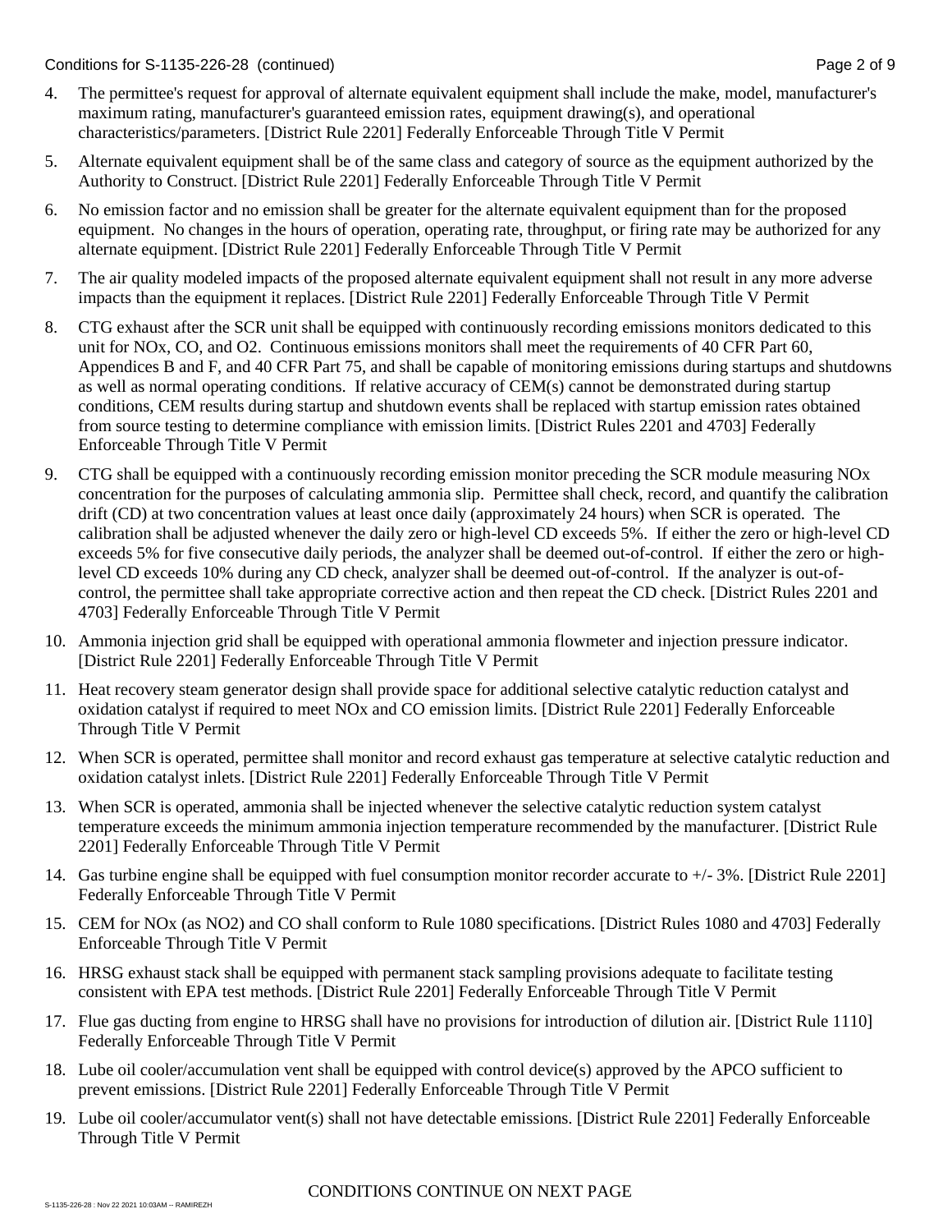4. The permittee's request for approval of alternate equivalent equipment shall include the make, model, manufacturer's maximum rating, manufacturer's guaranteed emission rates, equipment drawing(s), and operational characteristics/parameters. [District Rule 2201] Federally Enforceable Through Title V Permit

5. Alternate equivalent equipment shall be of the same class and category of source as the equipment authorized by the Authority to Construct. [District Rule 2201] Federally Enforceable Through Title V Permit

6. No emission factor and no emission shall be greater for the alternate equivalent equipment than for the proposed equipment. No changes in the hours of operation, operating rate, throughput, or firing rate may be authorized for any alternate equipment. [District Rule 2201] Federally Enforceable Through Title V Permit

7. The air quality modeled impacts of the proposed alternate equivalent equipment shall not result in any more adverse impacts than the equipment it replaces. [District Rule 2201] Federally Enforceable Through Title V Permit

8. CTG exhaust after the SCR unit shall be equipped with continuously recording emissions monitors dedicated to this unit for NOx, CO, and O2. Continuous emissions monitors shall meet the requirements of 40 CFR Part 60, Appendices B and F, and 40 CFR Part 75, and shall be capable of monitoring emissions during startups and shutdowns as well as normal operating conditions. If relative accuracy of CEM(s) cannot be demonstrated during startup conditions, CEM results during startup and shutdown events shall be replaced with startup emission rates obtained from source testing to determine compliance with emission limits. [District Rules 2201 and 4703] Federally Enforceable Through Title V Permit

9. CTG shall be equipped with a continuously recording emission monitor preceding the SCR module measuring NOx concentration for the purposes of calculating ammonia slip. Permittee shall check, record, and quantify the calibration drift (CD) at two concentration values at least once daily (approximately 24 hours) when SCR is operated. The calibration shall be adjusted whenever the daily zero or high-level CD exceeds 5%. If either the zero or high-level CD exceeds 5% for five consecutive daily periods, the analyzer shall be deemed out-of-control. If either the zero or high-level CD exceeds 10% during any CD check, analyzer shall be deemed out-of-control. If the analyzer is out-of-control, the permittee shall take appropriate corrective action and then repeat the CD check. [District Rules 2201 and 4703] Federally Enforceable Through Title V Permit

10. Ammonia injection grid shall be equipped with operational ammonia flowmeter and injection pressure indicator. [District Rule 2201] Federally Enforceable Through Title V Permit

11. Heat recovery steam generator design shall provide space for additional selective catalytic reduction catalyst and oxidation catalyst if required to meet NOx and CO emission limits. [District Rule 2201] Federally Enforceable Through Title V Permit

12. When SCR is operated, permittee shall monitor and record exhaust gas temperature at selective catalytic reduction and oxidation catalyst inlets. [District Rule 2201] Federally Enforceable Through Title V Permit

13. When SCR is operated, ammonia shall be injected whenever the selective catalytic reduction system catalyst temperature exceeds the minimum ammonia injection temperature recommended by the manufacturer. [District Rule 2201] Federally Enforceable Through Title V Permit

14. Gas turbine engine shall be equipped with fuel consumption monitor recorder accurate to +/- 3%. [District Rule 2201] Federally Enforceable Through Title V Permit

15. CEM for NOx (as NO2) and CO shall conform to Rule 1080 specifications. [District Rules 1080 and 4703] Federally Enforceable Through Title V Permit

16. HRSG exhaust stack shall be equipped with permanent stack sampling provisions adequate to facilitate testing consistent with EPA test methods. [District Rule 2201] Federally Enforceable Through Title V Permit

17. Flue gas ducting from engine to HRSG shall have no provisions for introduction of dilution air. [District Rule 1110] Federally Enforceable Through Title V Permit

18. Lube oil cooler/accumulation vent shall be equipped with control device(s) approved by the APCO sufficient to prevent emissions. [District Rule 2201] Federally Enforceable Through Title V Permit

19. Lube oil cooler/accumulator vent(s) shall not have detectable emissions. [District Rule 2201] Federally Enforceable Through Title V Permit

CONDITIONS CONTINUE ON NEXT PAGE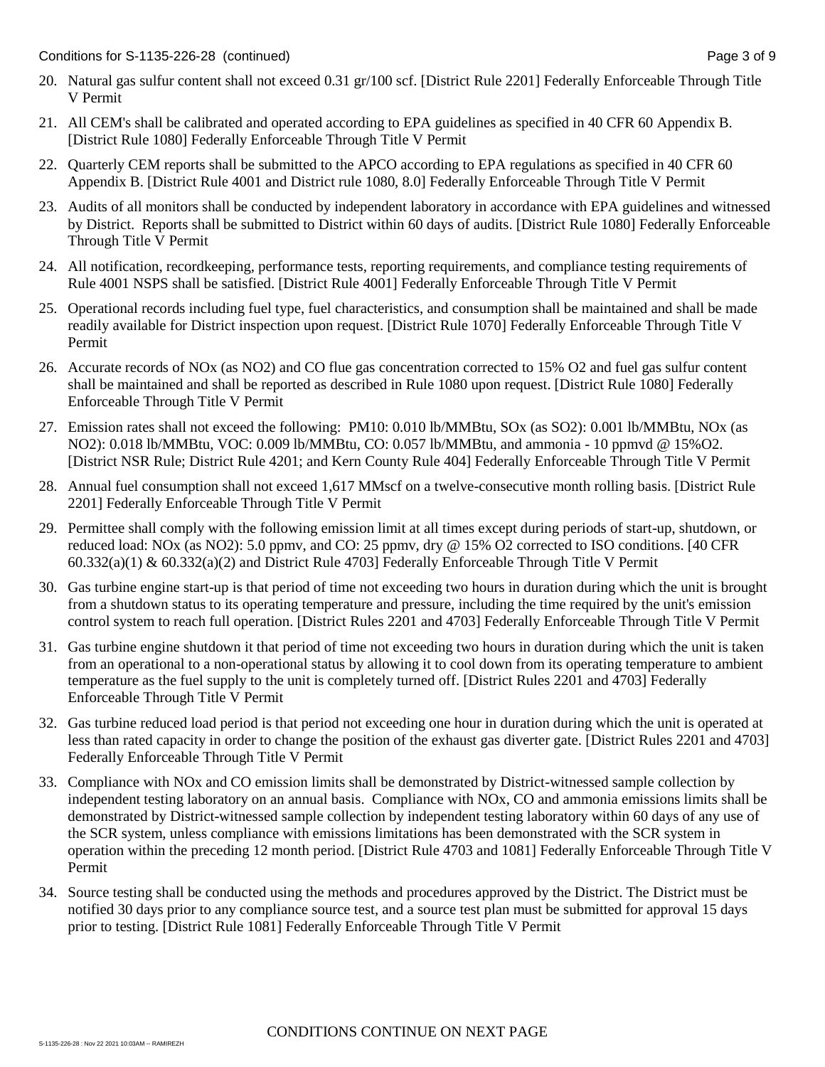20. Natural gas sulfur content shall not exceed 0.31 gr/100 scf. [District Rule 2201] Federally Enforceable Through Title V Permit

21. All CEM's shall be calibrated and operated according to EPA guidelines as specified in 40 CFR 60 Appendix B. [District Rule 1080] Federally Enforceable Through Title V Permit

22. Quarterly CEM reports shall be submitted to the APCO according to EPA regulations as specified in 40 CFR 60 Appendix B. [District Rule 4001 and District rule 1080, 8.0] Federally Enforceable Through Title V Permit

23. Audits of all monitors shall be conducted by independent laboratory in accordance with EPA guidelines and witnessed by District. Reports shall be submitted to District within 60 days of audits. [District Rule 1080] Federally Enforceable Through Title V Permit

24. All notification, recordkeeping, performance tests, reporting requirements, and compliance testing requirements of Rule 4001 NSPS shall be satisfied. [District Rule 4001] Federally Enforceable Through Title V Permit

25. Operational records including fuel type, fuel characteristics, and consumption shall be maintained and shall be made readily available for District inspection upon request. [District Rule 1070] Federally Enforceable Through Title V Permit

26. Accurate records of NOx (as $NO_2$) and CO flue gas concentration corrected to 15% $O_2$ and fuel gas sulfur content shall be maintained and shall be reported as described in Rule 1080 upon request. [District Rule 1080] Federally Enforceable Through Title V Permit

27. Emission rates shall not exceed the following: PM10: 0.010 lb/MMBtu, SOx (as $SO_2$): 0.001 lb/MMBtu, NOx (as $NO_2$): 0.018 lb/MMBtu, VOC: 0.009 lb/MMBtu, CO: 0.057 lb/MMBtu, and ammonia - 10 ppmvd @ 15%$O_2$. [District NSR Rule; District Rule 4201; and Kern County Rule 404] Federally Enforceable Through Title V Permit

28. Annual fuel consumption shall not exceed 1,617 MMscf on a twelve-consecutive month rolling basis. [District Rule 2201] Federally Enforceable Through Title V Permit

29. Permittee shall comply with the following emission limit at all times except during periods of start-up, shutdown, or reduced load: NOx (as $NO_2$): 5.0 ppmv, and CO: 25 ppmv, dry @ 15% $O_2$ corrected to ISO conditions. [40 CFR 60.332(a)(1) & 60.332(a)(2) and District Rule 4703] Federally Enforceable Through Title V Permit

30. Gas turbine engine start-up is that period of time not exceeding two hours in duration during which the unit is brought from a shutdown status to its operating temperature and pressure, including the time required by the unit's emission control system to reach full operation. [District Rules 2201 and 4703] Federally Enforceable Through Title V Permit

31. Gas turbine engine shutdown it that period of time not exceeding two hours in duration during which the unit is taken from an operational to a non-operational status by allowing it to cool down from its operating temperature to ambient temperature as the fuel supply to the unit is completely turned off. [District Rules 2201 and 4703] Federally Enforceable Through Title V Permit

32. Gas turbine reduced load period is that period not exceeding one hour in duration during which the unit is operated at less than rated capacity in order to change the position of the exhaust gas diverter gate. [District Rules 2201 and 4703] Federally Enforceable Through Title V Permit

33. Compliance with NOx and CO emission limits shall be demonstrated by District-witnessed sample collection by independent testing laboratory on an annual basis. Compliance with NOx, CO and ammonia emissions limits shall be demonstrated by District-witnessed sample collection by independent testing laboratory within 60 days of any use of the SCR system, unless compliance with emissions limitations has been demonstrated with the SCR system in operation within the preceding 12 month period. [District Rule 4703 and 1081] Federally Enforceable Through Title V Permit

34. Source testing shall be conducted using the methods and procedures approved by the District. The District must be notified 30 days prior to any compliance source test, and a source test plan must be submitted for approval 15 days prior to testing. [District Rule 1081] Federally Enforceable Through Title V Permit

CONDITIONS CONTINUE ON NEXT PAGE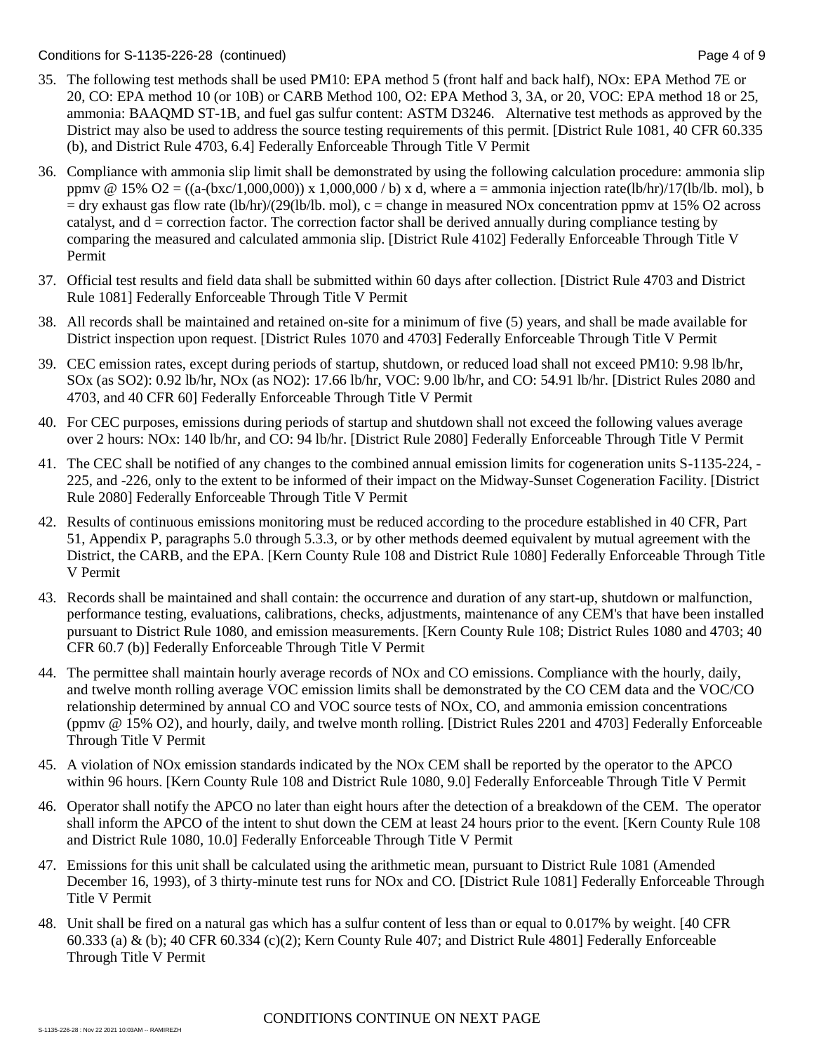35. The following test methods shall be used PM10: EPA method 5 (front half and back half), NOx: EPA Method 7E or 20, CO: EPA method 10 (or 10B) or CARB Method 100, O2: EPA Method 3, 3A, or 20, VOC: EPA method 18 or 25, ammonia: BAAQMD ST-1B, and fuel gas sulfur content: ASTM D3246. Alternative test methods as approved by the District may also be used to address the source testing requirements of this permit. [District Rule 1081, 40 CFR 60.335 (b), and District Rule 4703, 6.4] Federally Enforceable Through Title V Permit

36. Compliance with ammonia slip limit shall be demonstrated by using the following calculation procedure: ammonia slip ppmv @ 15% O2 = ((a-(bxc/1,000,000)) x 1,000,000 / b) x d, where a = ammonia injection rate(lb/hr)/17(lb/lb. mol), b = dry exhaust gas flow rate (lb/hr)/(29(lb/lb. mol), c = change in measured NOx concentration ppmv at 15% O2 across catalyst, and d = correction factor. The correction factor shall be derived annually during compliance testing by comparing the measured and calculated ammonia slip. [District Rule 4102] Federally Enforceable Through Title V Permit

37. Official test results and field data shall be submitted within 60 days after collection. [District Rule 4703 and District Rule 1081] Federally Enforceable Through Title V Permit

38. All records shall be maintained and retained on-site for a minimum of five (5) years, and shall be made available for District inspection upon request. [District Rules 1070 and 4703] Federally Enforceable Through Title V Permit

39. CEC emission rates, except during periods of startup, shutdown, or reduced load shall not exceed PM10: 9.98 lb/hr, SOx (as SO2): 0.92 lb/hr, NOx (as NO2): 17.66 lb/hr, VOC: 9.00 lb/hr, and CO: 54.91 lb/hr. [District Rules 2080 and 4703, and 40 CFR 60] Federally Enforceable Through Title V Permit

40. For CEC purposes, emissions during periods of startup and shutdown shall not exceed the following values average over 2 hours: NOx: 140 lb/hr, and CO: 94 lb/hr. [District Rule 2080] Federally Enforceable Through Title V Permit

41. The CEC shall be notified of any changes to the combined annual emission limits for cogeneration units S-1135-224, -225, and -226, only to the extent to be informed of their impact on the Midway-Sunset Cogeneration Facility. [District Rule 2080] Federally Enforceable Through Title V Permit

42. Results of continuous emissions monitoring must be reduced according to the procedure established in 40 CFR, Part 51, Appendix P, paragraphs 5.0 through 5.3.3, or by other methods deemed equivalent by mutual agreement with the District, the CARB, and the EPA. [Kern County Rule 108 and District Rule 1080] Federally Enforceable Through Title V Permit

43. Records shall be maintained and shall contain: the occurrence and duration of any start-up, shutdown or malfunction, performance testing, evaluations, calibrations, checks, adjustments, maintenance of any CEM's that have been installed pursuant to District Rule 1080, and emission measurements. [Kern County Rule 108; District Rules 1080 and 4703; 40 CFR 60.7 (b)] Federally Enforceable Through Title V Permit

44. The permittee shall maintain hourly average records of NOx and CO emissions. Compliance with the hourly, daily, and twelve month rolling average VOC emission limits shall be demonstrated by the CO CEM data and the VOC/CO relationship determined by annual CO and VOC source tests of NOx, CO, and ammonia emission concentrations (ppmv @ 15% O2), and hourly, daily, and twelve month rolling. [District Rules 2201 and 4703] Federally Enforceable Through Title V Permit

45. A violation of NOx emission standards indicated by the NOx CEM shall be reported by the operator to the APCO within 96 hours. [Kern County Rule 108 and District Rule 1080, 9.0] Federally Enforceable Through Title V Permit

46. Operator shall notify the APCO no later than eight hours after the detection of a breakdown of the CEM. The operator shall inform the APCO of the intent to shut down the CEM at least 24 hours prior to the event. [Kern County Rule 108 and District Rule 1080, 10.0] Federally Enforceable Through Title V Permit

47. Emissions for this unit shall be calculated using the arithmetic mean, pursuant to District Rule 1081 (Amended December 16, 1993), of 3 thirty-minute test runs for NOx and CO. [District Rule 1081] Federally Enforceable Through Title V Permit

48. Unit shall be fired on a natural gas which has a sulfur content of less than or equal to 0.017% by weight. [40 CFR 60.333 (a) & (b); 40 CFR 60.334 (c)(2); Kern County Rule 407; and District Rule 4801] Federally Enforceable Through Title V Permit

CONDITIONS CONTINUE ON NEXT PAGE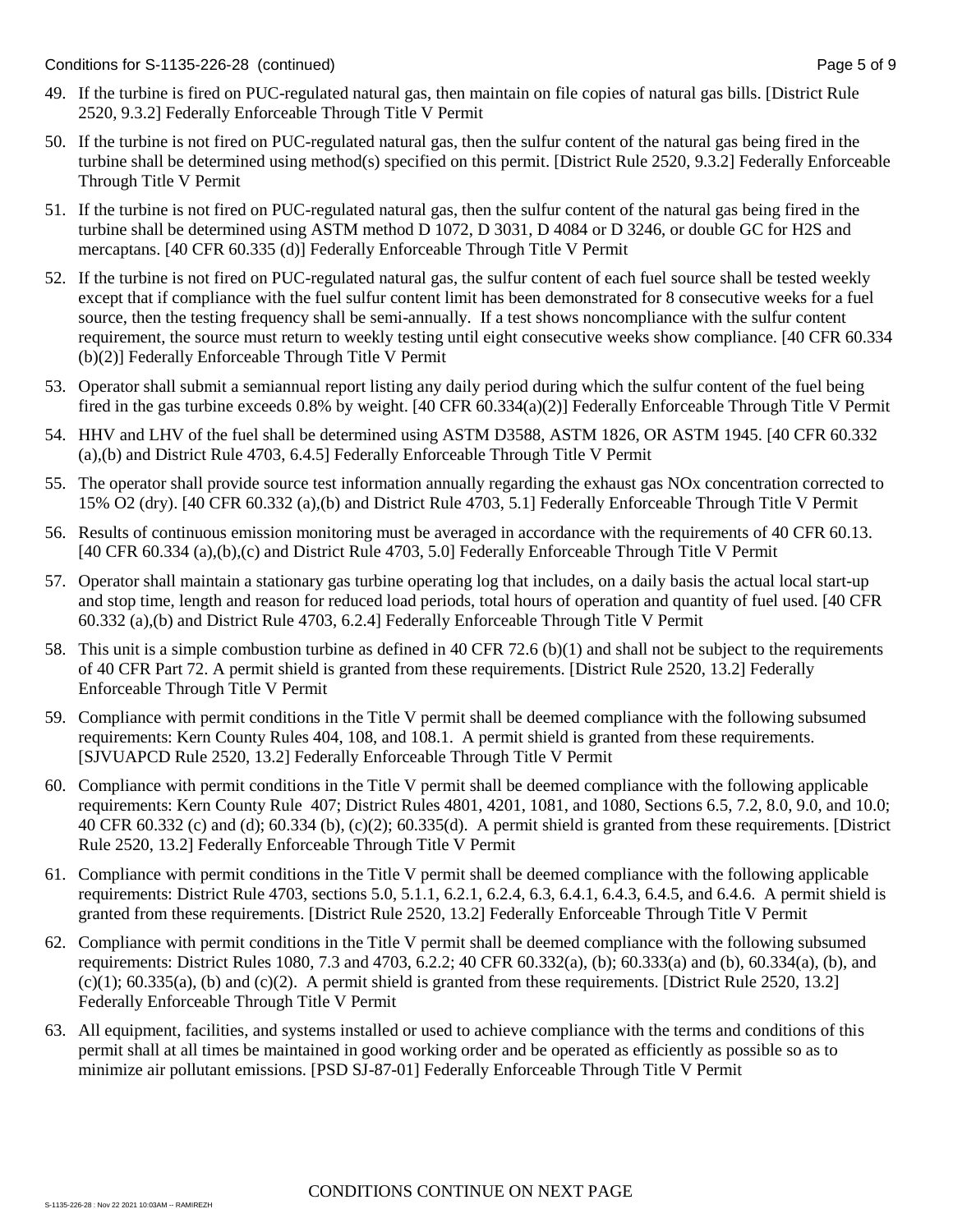49. If the turbine is fired on PUC-regulated natural gas, then maintain on file copies of natural gas bills. [District Rule 2520, 9.3.2] Federally Enforceable Through Title V Permit

50. If the turbine is not fired on PUC-regulated natural gas, then the sulfur content of the natural gas being fired in the turbine shall be determined using method(s) specified on this permit. [District Rule 2520, 9.3.2] Federally Enforceable Through Title V Permit

51. If the turbine is not fired on PUC-regulated natural gas, then the sulfur content of the natural gas being fired in the turbine shall be determined using ASTM method D 1072, D 3031, D 4084 or D 3246, or double GC for H2S and mercaptans. [40 CFR 60.335 (d)] Federally Enforceable Through Title V Permit

52. If the turbine is not fired on PUC-regulated natural gas, the sulfur content of each fuel source shall be tested weekly except that if compliance with the fuel sulfur content limit has been demonstrated for 8 consecutive weeks for a fuel source, then the testing frequency shall be semi-annually. If a test shows noncompliance with the sulfur content requirement, the source must return to weekly testing until eight consecutive weeks show compliance. [40 CFR 60.334 (b)(2)] Federally Enforceable Through Title V Permit

53. Operator shall submit a semiannual report listing any daily period during which the sulfur content of the fuel being fired in the gas turbine exceeds 0.8% by weight. [40 CFR 60.334(a)(2)] Federally Enforceable Through Title V Permit

54. HHV and LHV of the fuel shall be determined using ASTM D3588, ASTM 1826, OR ASTM 1945. [40 CFR 60.332 (a),(b) and District Rule 4703, 6.4.5] Federally Enforceable Through Title V Permit

55. The operator shall provide source test information annually regarding the exhaust gas NOx concentration corrected to 15% O2 (dry). [40 CFR 60.332 (a),(b) and District Rule 4703, 5.1] Federally Enforceable Through Title V Permit

56. Results of continuous emission monitoring must be averaged in accordance with the requirements of 40 CFR 60.13. [40 CFR 60.334 (a),(b),(c) and District Rule 4703, 5.0] Federally Enforceable Through Title V Permit

57. Operator shall maintain a stationary gas turbine operating log that includes, on a daily basis the actual local start-up and stop time, length and reason for reduced load periods, total hours of operation and quantity of fuel used. [40 CFR 60.332 (a),(b) and District Rule 4703, 6.2.4] Federally Enforceable Through Title V Permit

58. This unit is a simple combustion turbine as defined in 40 CFR 72.6 (b)(1) and shall not be subject to the requirements of 40 CFR Part 72. A permit shield is granted from these requirements. [District Rule 2520, 13.2] Federally Enforceable Through Title V Permit

59. Compliance with permit conditions in the Title V permit shall be deemed compliance with the following subsumed requirements: Kern County Rules 404, 108, and 108.1. A permit shield is granted from these requirements. [SJVUAPCD Rule 2520, 13.2] Federally Enforceable Through Title V Permit

60. Compliance with permit conditions in the Title V permit shall be deemed compliance with the following applicable requirements: Kern County Rule 407; District Rules 4801, 4201, 1081, and 1080, Sections 6.5, 7.2, 8.0, 9.0, and 10.0; 40 CFR 60.332 (c) and (d); 60.334 (b), (c)(2); 60.335(d). A permit shield is granted from these requirements. [District Rule 2520, 13.2] Federally Enforceable Through Title V Permit

61. Compliance with permit conditions in the Title V permit shall be deemed compliance with the following applicable requirements: District Rule 4703, sections 5.0, 5.1.1, 6.2.1, 6.2.4, 6.3, 6.4.1, 6.4.3, 6.4.5, and 6.4.6. A permit shield is granted from these requirements. [District Rule 2520, 13.2] Federally Enforceable Through Title V Permit

62. Compliance with permit conditions in the Title V permit shall be deemed compliance with the following subsumed requirements: District Rules 1080, 7.3 and 4703, 6.2.2; 40 CFR 60.332(a), (b); 60.333(a) and (b), 60.334(a), (b), and (c)(1); 60.335(a), (b) and (c)(2). A permit shield is granted from these requirements. [District Rule 2520, 13.2] Federally Enforceable Through Title V Permit

63. All equipment, facilities, and systems installed or used to achieve compliance with the terms and conditions of this permit shall at all times be maintained in good working order and be operated as efficiently as possible so as to minimize air pollutant emissions. [PSD SJ-87-01] Federally Enforceable Through Title V Permit

CONDITIONS CONTINUE ON NEXT PAGE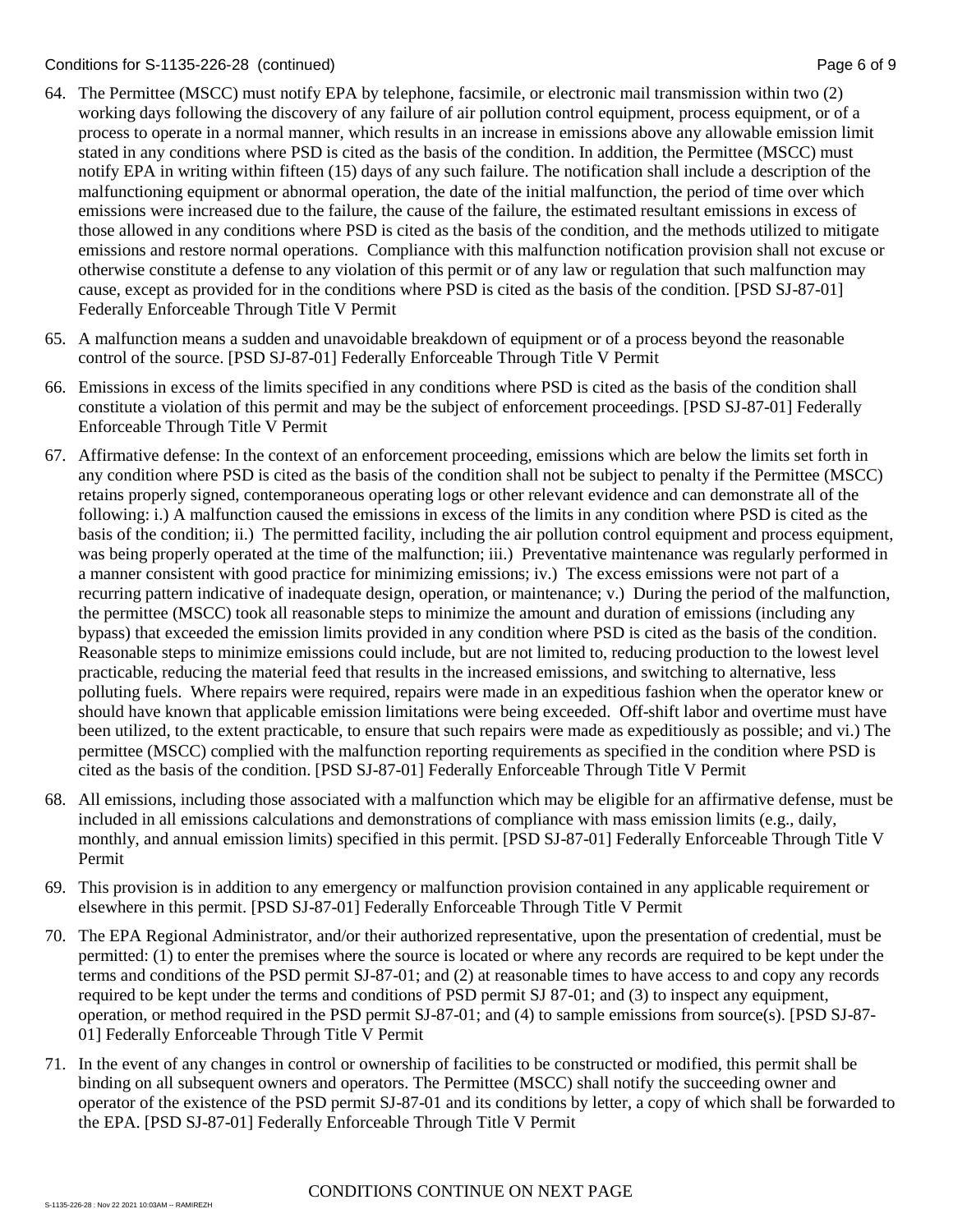64. The Permittee (MSCC) must notify EPA by telephone, facsimile, or electronic mail transmission within two (2) working days following the discovery of any failure of air pollution control equipment, process equipment, or of a process to operate in a normal manner, which results in an increase in emissions above any allowable emission limit stated in any conditions where PSD is cited as the basis of the condition. In addition, the Permittee (MSCC) must notify EPA in writing within fifteen (15) days of any such failure. The notification shall include a description of the malfunctioning equipment or abnormal operation, the date of the initial malfunction, the period of time over which emissions were increased due to the failure, the cause of the failure, the estimated resultant emissions in excess of those allowed in any conditions where PSD is cited as the basis of the condition, and the methods utilized to mitigate emissions and restore normal operations. Compliance with this malfunction notification provision shall not excuse or otherwise constitute a defense to any violation of this permit or of any law or regulation that such malfunction may cause, except as provided for in the conditions where PSD is cited as the basis of the condition. [PSD SJ-87-01] Federally Enforceable Through Title V Permit

65. A malfunction means a sudden and unavoidable breakdown of equipment or of a process beyond the reasonable control of the source. [PSD SJ-87-01] Federally Enforceable Through Title V Permit

66. Emissions in excess of the limits specified in any conditions where PSD is cited as the basis of the condition shall constitute a violation of this permit and may be the subject of enforcement proceedings. [PSD SJ-87-01] Federally Enforceable Through Title V Permit

67. Affirmative defense: In the context of an enforcement proceeding, emissions which are below the limits set forth in any condition where PSD is cited as the basis of the condition shall not be subject to penalty if the Permittee (MSCC) retains properly signed, contemporaneous operating logs or other relevant evidence and can demonstrate all of the following: i.) A malfunction caused the emissions in excess of the limits in any condition where PSD is cited as the basis of the condition; ii.) The permitted facility, including the air pollution control equipment and process equipment, was being properly operated at the time of the malfunction; iii.) Preventative maintenance was regularly performed in a manner consistent with good practice for minimizing emissions; iv.) The excess emissions were not part of a recurring pattern indicative of inadequate design, operation, or maintenance; v.) During the period of the malfunction, the permittee (MSCC) took all reasonable steps to minimize the amount and duration of emissions (including any bypass) that exceeded the emission limits provided in any condition where PSD is cited as the basis of the condition. Reasonable steps to minimize emissions could include, but are not limited to, reducing production to the lowest level practicable, reducing the material feed that results in the increased emissions, and switching to alternative, less polluting fuels. Where repairs were required, repairs were made in an expeditious fashion when the operator knew or should have known that applicable emission limitations were being exceeded. Off-shift labor and overtime must have been utilized, to the extent practicable, to ensure that such repairs were made as expeditiously as possible; and vi.) The permittee (MSCC) complied with the malfunction reporting requirements as specified in the condition where PSD is cited as the basis of the condition. [PSD SJ-87-01] Federally Enforceable Through Title V Permit

68. All emissions, including those associated with a malfunction which may be eligible for an affirmative defense, must be included in all emissions calculations and demonstrations of compliance with mass emission limits (e.g., daily, monthly, and annual emission limits) specified in this permit. [PSD SJ-87-01] Federally Enforceable Through Title V Permit

69. This provision is in addition to any emergency or malfunction provision contained in any applicable requirement or elsewhere in this permit. [PSD SJ-87-01] Federally Enforceable Through Title V Permit

70. The EPA Regional Administrator, and/or their authorized representative, upon the presentation of credential, must be permitted: (1) to enter the premises where the source is located or where any records are required to be kept under the terms and conditions of the PSD permit SJ-87-01; and (2) at reasonable times to have access to and copy any records required to be kept under the terms and conditions of PSD permit SJ 87-01; and (3) to inspect any equipment, operation, or method required in the PSD permit SJ-87-01; and (4) to sample emissions from source(s). [PSD SJ-87-01] Federally Enforceable Through Title V Permit

71. In the event of any changes in control or ownership of facilities to be constructed or modified, this permit shall be binding on all subsequent owners and operators. The Permittee (MSCC) shall notify the succeeding owner and operator of the existence of the PSD permit SJ-87-01 and its conditions by letter, a copy of which shall be forwarded to the EPA. [PSD SJ-87-01] Federally Enforceable Through Title V Permit

CONDITIONS CONTINUE ON NEXT PAGE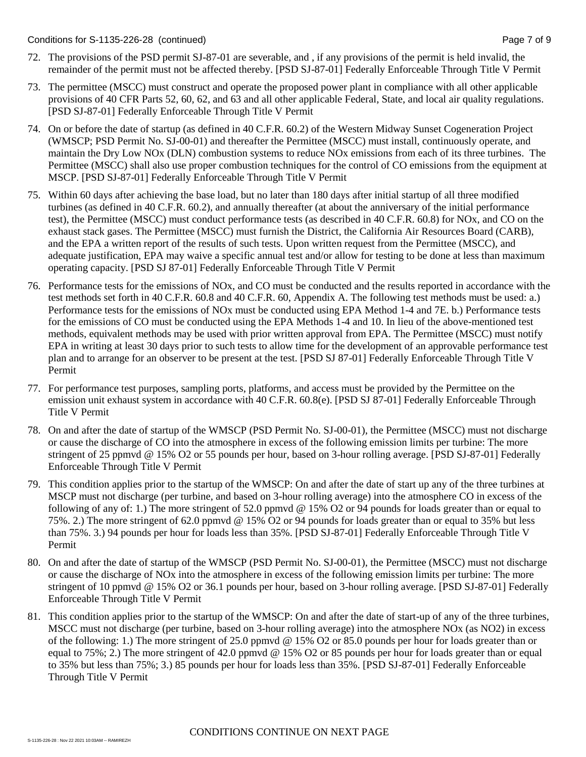72. The provisions of the PSD permit SJ-87-01 are severable, and , if any provisions of the permit is held invalid, the remainder of the permit must not be affected thereby. [PSD SJ-87-01] Federally Enforceable Through Title V Permit

73. The permittee (MSCC) must construct and operate the proposed power plant in compliance with all other applicable provisions of 40 CFR Parts 52, 60, 62, and 63 and all other applicable Federal, State, and local air quality regulations. [PSD SJ-87-01] Federally Enforceable Through Title V Permit

74. On or before the date of startup (as defined in 40 C.F.R. 60.2) of the Western Midway Sunset Cogeneration Project (WMSCP; PSD Permit No. SJ-00-01) and thereafter the Permittee (MSCC) must install, continuously operate, and maintain the Dry Low NOx (DLN) combustion systems to reduce NOx emissions from each of its three turbines. The Permittee (MSCC) shall also use proper combustion techniques for the control of CO emissions from the equipment at MSCP. [PSD SJ-87-01] Federally Enforceable Through Title V Permit

75. Within 60 days after achieving the base load, but no later than 180 days after initial startup of all three modified turbines (as defined in 40 C.F.R. 60.2), and annually thereafter (at about the anniversary of the initial performance test), the Permittee (MSCC) must conduct performance tests (as described in 40 C.F.R. 60.8) for NOx, and CO on the exhaust stack gases. The Permittee (MSCC) must furnish the District, the California Air Resources Board (CARB), and the EPA a written report of the results of such tests. Upon written request from the Permittee (MSCC), and adequate justification, EPA may waive a specific annual test and/or allow for testing to be done at less than maximum operating capacity. [PSD SJ 87-01] Federally Enforceable Through Title V Permit

76. Performance tests for the emissions of NOx, and CO must be conducted and the results reported in accordance with the test methods set forth in 40 C.F.R. 60.8 and 40 C.F.R. 60, Appendix A. The following test methods must be used: a.) Performance tests for the emissions of NOx must be conducted using EPA Method 1-4 and 7E. b.) Performance tests for the emissions of CO must be conducted using the EPA Methods 1-4 and 10. In lieu of the above-mentioned test methods, equivalent methods may be used with prior written approval from EPA. The Permittee (MSCC) must notify EPA in writing at least 30 days prior to such tests to allow time for the development of an approvable performance test plan and to arrange for an observer to be present at the test. [PSD SJ 87-01] Federally Enforceable Through Title V Permit

77. For performance test purposes, sampling ports, platforms, and access must be provided by the Permittee on the emission unit exhaust system in accordance with 40 C.F.R. 60.8(e). [PSD SJ 87-01] Federally Enforceable Through Title V Permit

78. On and after the date of startup of the WMSCP (PSD Permit No. SJ-00-01), the Permittee (MSCC) must not discharge or cause the discharge of CO into the atmosphere in excess of the following emission limits per turbine: The more stringent of 25 ppmvd @ 15% O2 or 55 pounds per hour, based on 3-hour rolling average. [PSD SJ-87-01] Federally Enforceable Through Title V Permit

79. This condition applies prior to the startup of the WMSCP: On and after the date of start up any of the three turbines at MSCP must not discharge (per turbine, and based on 3-hour rolling average) into the atmosphere CO in excess of the following of any of: 1.) The more stringent of 52.0 ppmvd @ 15% O2 or 94 pounds for loads greater than or equal to 75%. 2.) The more stringent of 62.0 ppmvd @ 15% O2 or 94 pounds for loads greater than or equal to 35% but less than 75%. 3.) 94 pounds per hour for loads less than 35%. [PSD SJ-87-01] Federally Enforceable Through Title V Permit

80. On and after the date of startup of the WMSCP (PSD Permit No. SJ-00-01), the Permittee (MSCC) must not discharge or cause the discharge of NOx into the atmosphere in excess of the following emission limits per turbine: The more stringent of 10 ppmvd @ 15% O2 or 36.1 pounds per hour, based on 3-hour rolling average. [PSD SJ-87-01] Federally Enforceable Through Title V Permit

81. This condition applies prior to the startup of the WMSCP: On and after the date of start-up of any of the three turbines, MSCC must not discharge (per turbine, based on 3-hour rolling average) into the atmosphere NOx (as NO2) in excess of the following; 1.) The more stringent of 25.0 ppmvd @ 15% O2 or 85.0 pounds per hour for loads greater than or equal to 75%; 2.) The more stringent of 42.0 ppmvd @ 15% O2 or 85 pounds per hour for loads greater than or equal to 35% but less than 75%; 3.) 85 pounds per hour for loads less than 35%. [PSD SJ-87-01] Federally Enforceable Through Title V Permit

CONDITIONS CONTINUE ON NEXT PAGE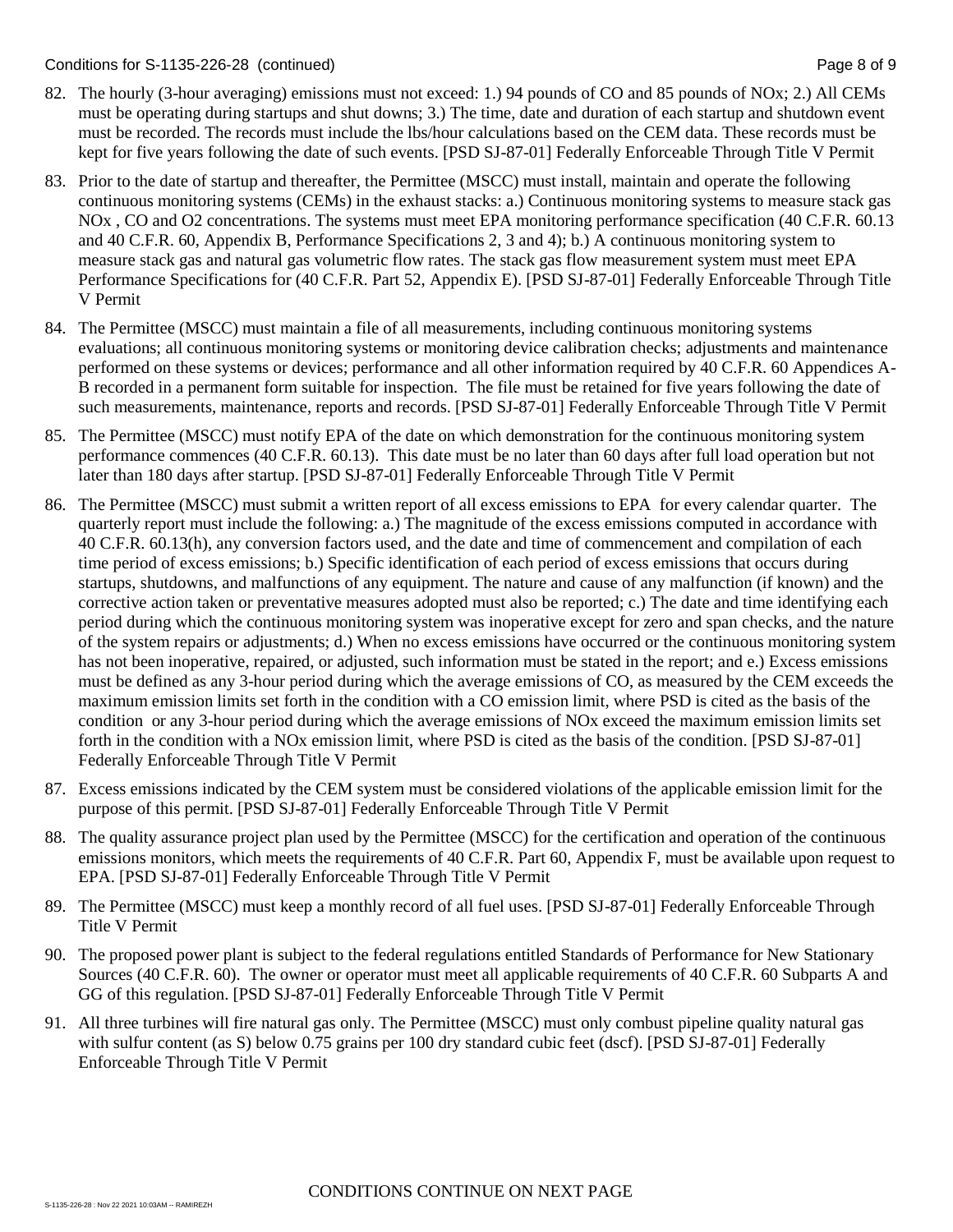82. The hourly (3-hour averaging) emissions must not exceed: 1.) 94 pounds of CO and 85 pounds of NOx; 2.) All CEMs must be operating during startups and shut downs; 3.) The time, date and duration of each startup and shutdown event must be recorded. The records must include the lbs/hour calculations based on the CEM data. These records must be kept for five years following the date of such events. [PSD SJ-87-01] Federally Enforceable Through Title V Permit

83. Prior to the date of startup and thereafter, the Permittee (MSCC) must install, maintain and operate the following continuous monitoring systems (CEMs) in the exhaust stacks: a.) Continuous monitoring systems to measure stack gas NOx , CO and O2 concentrations. The systems must meet EPA monitoring performance specification (40 C.F.R. 60.13 and 40 C.F.R. 60, Appendix B, Performance Specifications 2, 3 and 4); b.) A continuous monitoring system to measure stack gas and natural gas volumetric flow rates. The stack gas flow measurement system must meet EPA Performance Specifications for (40 C.F.R. Part 52, Appendix E). [PSD SJ-87-01] Federally Enforceable Through Title V Permit

84. The Permittee (MSCC) must maintain a file of all measurements, including continuous monitoring systems evaluations; all continuous monitoring systems or monitoring device calibration checks; adjustments and maintenance performed on these systems or devices; performance and all other information required by 40 C.F.R. 60 Appendices A-B recorded in a permanent form suitable for inspection. The file must be retained for five years following the date of such measurements, maintenance, reports and records. [PSD SJ-87-01] Federally Enforceable Through Title V Permit

85. The Permittee (MSCC) must notify EPA of the date on which demonstration for the continuous monitoring system performance commences (40 C.F.R. 60.13). This date must be no later than 60 days after full load operation but not later than 180 days after startup. [PSD SJ-87-01] Federally Enforceable Through Title V Permit

86. The Permittee (MSCC) must submit a written report of all excess emissions to EPA for every calendar quarter. The quarterly report must include the following: a.) The magnitude of the excess emissions computed in accordance with 40 C.F.R. 60.13(h), any conversion factors used, and the date and time of commencement and compilation of each time period of excess emissions; b.) Specific identification of each period of excess emissions that occurs during startups, shutdowns, and malfunctions of any equipment. The nature and cause of any malfunction (if known) and the corrective action taken or preventative measures adopted must also be reported; c.) The date and time identifying each period during which the continuous monitoring system was inoperative except for zero and span checks, and the nature of the system repairs or adjustments; d.) When no excess emissions have occurred or the continuous monitoring system has not been inoperative, repaired, or adjusted, such information must be stated in the report; and e.) Excess emissions must be defined as any 3-hour period during which the average emissions of CO, as measured by the CEM exceeds the maximum emission limits set forth in the condition with a CO emission limit, where PSD is cited as the basis of the condition or any 3-hour period during which the average emissions of NOx exceed the maximum emission limits set forth in the condition with a NOx emission limit, where PSD is cited as the basis of the condition. [PSD SJ-87-01] Federally Enforceable Through Title V Permit

87. Excess emissions indicated by the CEM system must be considered violations of the applicable emission limit for the purpose of this permit. [PSD SJ-87-01] Federally Enforceable Through Title V Permit

88. The quality assurance project plan used by the Permittee (MSCC) for the certification and operation of the continuous emissions monitors, which meets the requirements of 40 C.F.R. Part 60, Appendix F, must be available upon request to EPA. [PSD SJ-87-01] Federally Enforceable Through Title V Permit

89. The Permittee (MSCC) must keep a monthly record of all fuel uses. [PSD SJ-87-01] Federally Enforceable Through Title V Permit

90. The proposed power plant is subject to the federal regulations entitled Standards of Performance for New Stationary Sources (40 C.F.R. 60). The owner or operator must meet all applicable requirements of 40 C.F.R. 60 Subparts A and GG of this regulation. [PSD SJ-87-01] Federally Enforceable Through Title V Permit

91. All three turbines will fire natural gas only. The Permittee (MSCC) must only combust pipeline quality natural gas with sulfur content (as S) below 0.75 grains per 100 dry standard cubic feet (dscf). [PSD SJ-87-01] Federally Enforceable Through Title V Permit

CONDITIONS CONTINUE ON NEXT PAGE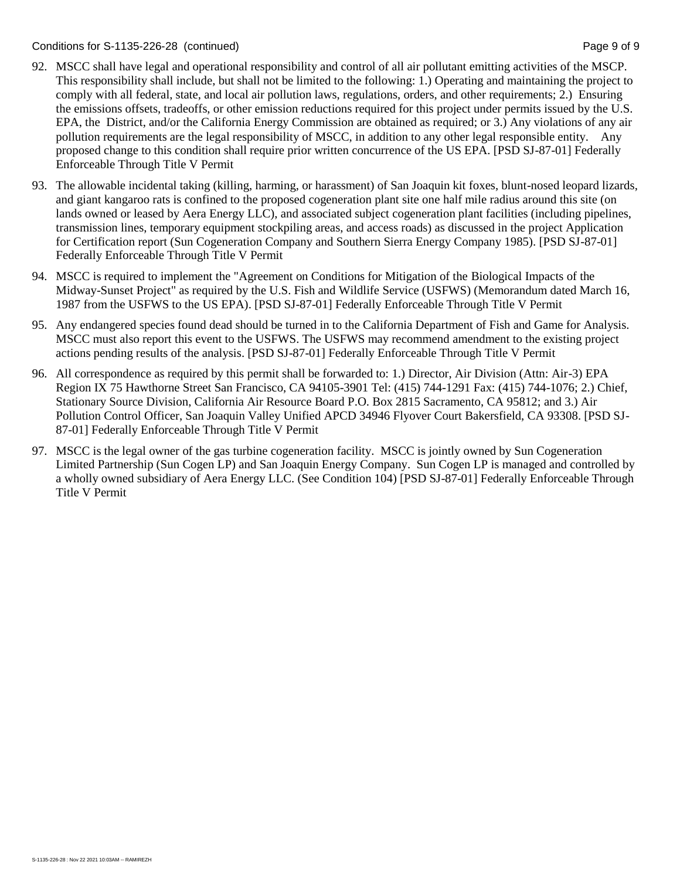92. MSCC shall have legal and operational responsibility and control of all air pollutant emitting activities of the MSCP. This responsibility shall include, but shall not be limited to the following: 1.) Operating and maintaining the project to comply with all federal, state, and local air pollution laws, regulations, orders, and other requirements; 2.) Ensuring the emissions offsets, tradeoffs, or other emission reductions required for this project under permits issued by the U.S. EPA, the District, and/or the California Energy Commission are obtained as required; or 3.) Any violations of any air pollution requirements are the legal responsibility of MSCC, in addition to any other legal responsible entity. Any proposed change to this condition shall require prior written concurrence of the US EPA. [PSD SJ-87-01] Federally Enforceable Through Title V Permit

93. The allowable incidental taking (killing, harming, or harassment) of San Joaquin kit foxes, blunt-nosed leopard lizards, and giant kangaroo rats is confined to the proposed cogeneration plant site one half mile radius around this site (on lands owned or leased by Aera Energy LLC), and associated subject cogeneration plant facilities (including pipelines, transmission lines, temporary equipment stockpiling areas, and access roads) as discussed in the project Application for Certification report (Sun Cogeneration Company and Southern Sierra Energy Company 1985). [PSD SJ-87-01] Federally Enforceable Through Title V Permit

94. MSCC is required to implement the "Agreement on Conditions for Mitigation of the Biological Impacts of the Midway-Sunset Project" as required by the U.S. Fish and Wildlife Service (USFWS) (Memorandum dated March 16, 1987 from the USFWS to the US EPA). [PSD SJ-87-01] Federally Enforceable Through Title V Permit

95. Any endangered species found dead should be turned in to the California Department of Fish and Game for Analysis. MSCC must also report this event to the USFWS. The USFWS may recommend amendment to the existing project actions pending results of the analysis. [PSD SJ-87-01] Federally Enforceable Through Title V Permit

96. All correspondence as required by this permit shall be forwarded to: 1.) Director, Air Division (Attn: Air-3) EPA Region IX 75 Hawthorne Street San Francisco, CA 94105-3901 Tel: (415) 744-1291 Fax: (415) 744-1076; 2.) Chief, Stationary Source Division, California Air Resource Board P.O. Box 2815 Sacramento, CA 95812; and 3.) Air Pollution Control Officer, San Joaquin Valley Unified APCD 34946 Flyover Court Bakersfield, CA 93308. [PSD SJ-87-01] Federally Enforceable Through Title V Permit

97. MSCC is the legal owner of the gas turbine cogeneration facility. MSCC is jointly owned by Sun Cogeneration Limited Partnership (Sun Cogen LP) and San Joaquin Energy Company. Sun Cogen LP is managed and controlled by a wholly owned subsidiary of Aera Energy LLC. (See Condition 104) [PSD SJ-87-01] Federally Enforceable Through Title V Permit